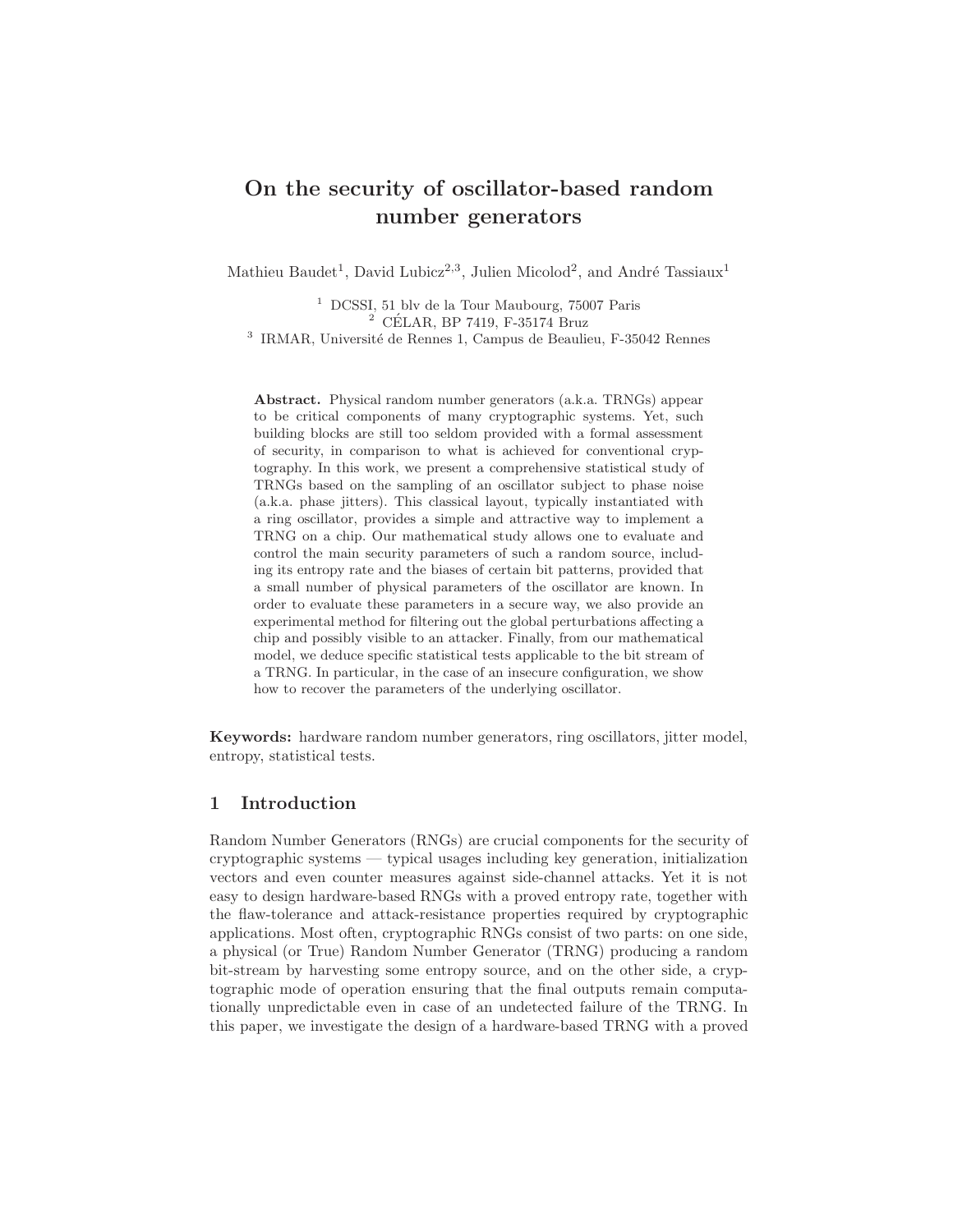# On the security of oscillator-based random number generators

Mathieu Baudet[1], David Lubicz[2,3], Julien Micolod[2], and André Tassiaux[1]

[1] DCSSI, 51 blv de la Tour Maubourg, 75007 Paris
[2] CÉLAR, BP 7419, F-35174 Bruz
[3] IRMAR, Université de Rennes 1, Campus de Beaulieu, F-35042 Rennes

**Abstract.** Physical random number generators (a.k.a. TRNGs) appear to be critical components of many cryptographic systems. Yet, such building blocks are still too seldom provided with a formal assessment of security, in comparison to what is achieved for conventional cryptography. In this work, we present a comprehensive statistical study of TRNGs based on the sampling of an oscillator subject to phase noise (a.k.a. phase jitters). This classical layout, typically instantiated with a ring oscillator, provides a simple and attractive way to implement a TRNG on a chip. Our mathematical study allows one to evaluate and control the main security parameters of such a random source, including its entropy rate and the biases of certain bit patterns, provided that a small number of physical parameters of the oscillator are known. In order to evaluate these parameters in a secure way, we also provide an experimental method for filtering out the global perturbations affecting a chip and possibly visible to an attacker. Finally, from our mathematical model, we deduce specific statistical tests applicable to the bit stream of a TRNG. In particular, in the case of an insecure configuration, we show how to recover the parameters of the underlying oscillator.

**Keywords:** hardware random number generators, ring oscillators, jitter model, entropy, statistical tests.

## 1 Introduction

Random Number Generators (RNGs) are crucial components for the security of cryptographic systems — typical usages including key generation, initialization vectors and even counter measures against side-channel attacks. Yet it is not easy to design hardware-based RNGs with a proved entropy rate, together with the flaw-tolerance and attack-resistance properties required by cryptographic applications. Most often, cryptographic RNGs consist of two parts: on one side, a physical (or True) Random Number Generator (TRNG) producing a random bit-stream by harvesting some entropy source, and on the other side, a cryptographic mode of operation ensuring that the final outputs remain computationally unpredictable even in case of an undetected failure of the TRNG. In this paper, we investigate the design of a hardware-based TRNG with a proved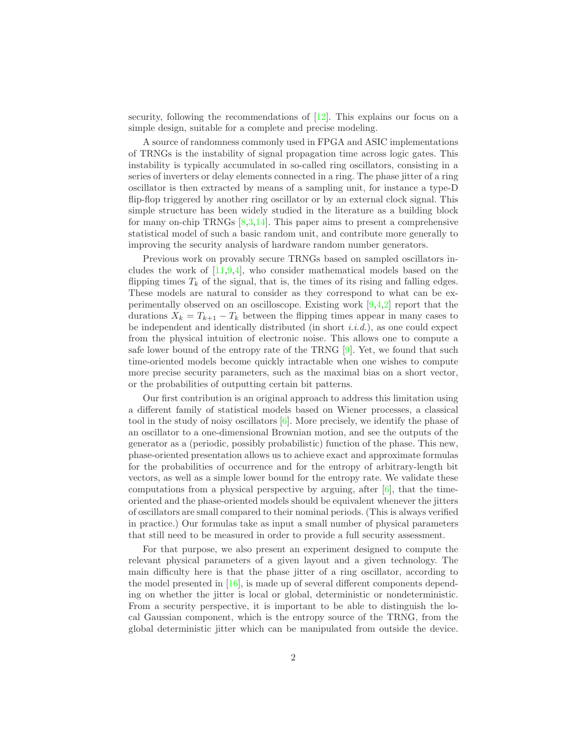security, following the recommendations of [12]. This explains our focus on a simple design, suitable for a complete and precise modeling.

A source of randomness commonly used in FPGA and ASIC implementations of TRNGs is the instability of signal propagation time across logic gates. This instability is typically accumulated in so-called ring oscillators, consisting in a series of inverters or delay elements connected in a ring. The phase jitter of a ring oscillator is then extracted by means of a sampling unit, for instance a type-D flip-flop triggered by another ring oscillator or by an external clock signal. This simple structure has been widely studied in the literature as a building block for many on-chip TRNGs [8,3,14]. This paper aims to present a comprehensive statistical model of such a basic random unit, and contribute more generally to improving the security analysis of hardware random number generators.

Previous work on provably secure TRNGs based on sampled oscillators includes the work of [11,9,4], who consider mathematical models based on the flipping times $T_k$ of the signal, that is, the times of its rising and falling edges. These models are natural to consider as they correspond to what can be experimentally observed on an oscilloscope. Existing work [9,4,2] report that the durations $X_k = T_{k+1} - T_k$ between the flipping times appear in many cases to be independent and identically distributed (in short *i.i.d.*), as one could expect from the physical intuition of electronic noise. This allows one to compute a safe lower bound of the entropy rate of the TRNG [9]. Yet, we found that such time-oriented models become quickly intractable when one wishes to compute more precise security parameters, such as the maximal bias on a short vector, or the probabilities of outputting certain bit patterns.

Our first contribution is an original approach to address this limitation using a different family of statistical models based on Wiener processes, a classical tool in the study of noisy oscillators [6]. More precisely, we identify the phase of an oscillator to a one-dimensional Brownian motion, and see the outputs of the generator as a (periodic, possibly probabilistic) function of the phase. This new, phase-oriented presentation allows us to achieve exact and approximate formulas for the probabilities of occurrence and for the entropy of arbitrary-length bit vectors, as well as a simple lower bound for the entropy rate. We validate these computations from a physical perspective by arguing, after [6], that the time-oriented and the phase-oriented models should be equivalent whenever the jitters of oscillators are small compared to their nominal periods. (This is always verified in practice.) Our formulas take as input a small number of physical parameters that still need to be measured in order to provide a full security assessment.

For that purpose, we also present an experiment designed to compute the relevant physical parameters of a given layout and a given technology. The main difficulty here is that the phase jitter of a ring oscillator, according to the model presented in [16], is made up of several different components depending on whether the jitter is local or global, deterministic or nondeterministic. From a security perspective, it is important to be able to distinguish the local Gaussian component, which is the entropy source of the TRNG, from the global deterministic jitter which can be manipulated from outside the device.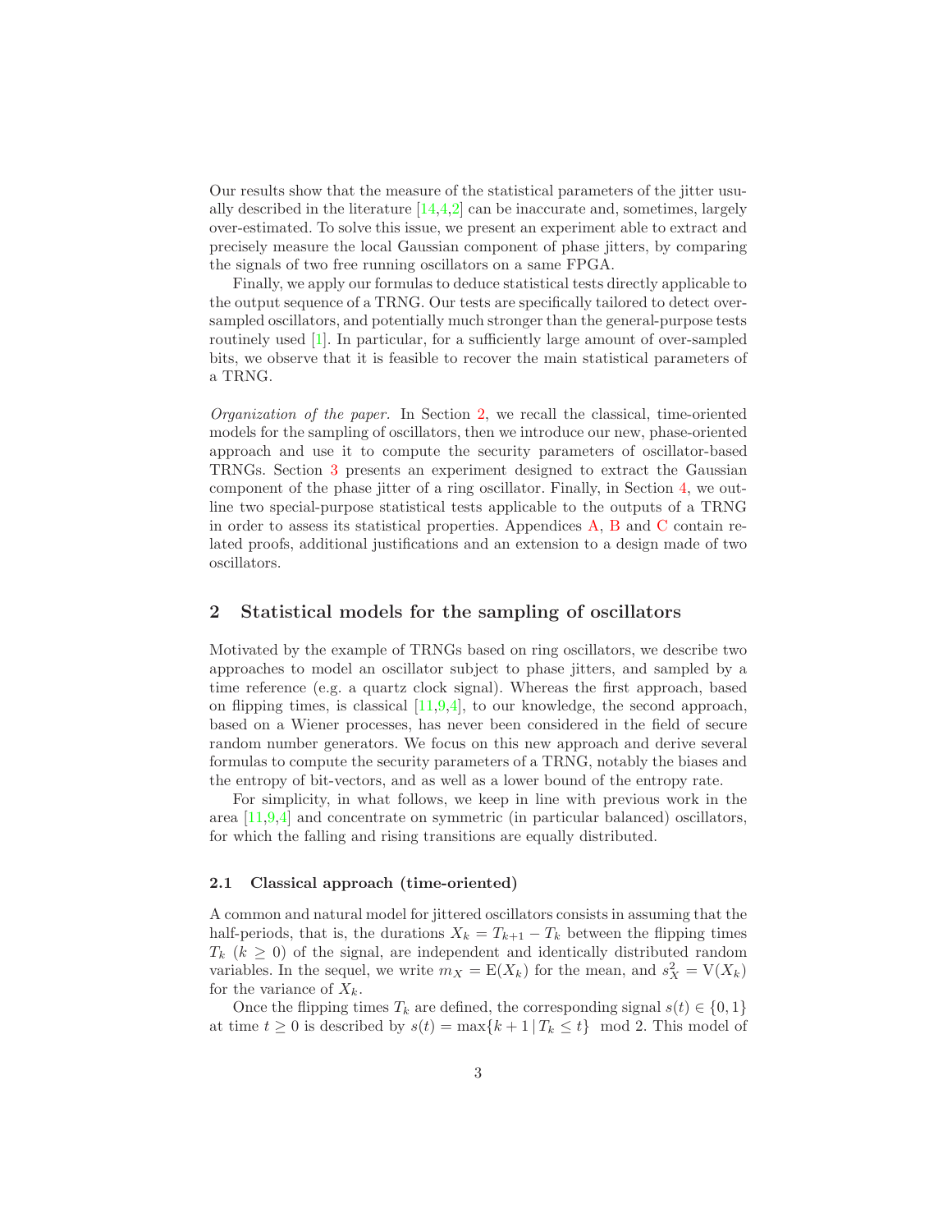Our results show that the measure of the statistical parameters of the jitter usually described in the literature [14,4,2] can be inaccurate and, sometimes, largely over-estimated. To solve this issue, we present an experiment able to extract and precisely measure the local Gaussian component of phase jitters, by comparing the signals of two free running oscillators on a same FPGA.

Finally, we apply our formulas to deduce statistical tests directly applicable to the output sequence of a TRNG. Our tests are specifically tailored to detect over-sampled oscillators, and potentially much stronger than the general-purpose tests routinely used [1]. In particular, for a sufficiently large amount of over-sampled bits, we observe that it is feasible to recover the main statistical parameters of a TRNG.

*Organization of the paper.* In Section 2, we recall the classical, time-oriented models for the sampling of oscillators, then we introduce our new, phase-oriented approach and use it to compute the security parameters of oscillator-based TRNGs. Section 3 presents an experiment designed to extract the Gaussian component of the phase jitter of a ring oscillator. Finally, in Section 4, we outline two special-purpose statistical tests applicable to the outputs of a TRNG in order to assess its statistical properties. Appendices A, B and C contain related proofs, additional justifications and an extension to a design made of two oscillators.

## 2 Statistical models for the sampling of oscillators

Motivated by the example of TRNGs based on ring oscillators, we describe two approaches to model an oscillator subject to phase jitters, and sampled by a time reference (e.g. a quartz clock signal). Whereas the first approach, based on flipping times, is classical [11,9,4], to our knowledge, the second approach, based on a Wiener processes, has never been considered in the field of secure random number generators. We focus on this new approach and derive several formulas to compute the security parameters of a TRNG, notably the biases and the entropy of bit-vectors, and as well as a lower bound of the entropy rate.

For simplicity, in what follows, we keep in line with previous work in the area [11,9,4] and concentrate on symmetric (in particular balanced) oscillators, for which the falling and rising transitions are equally distributed.

### 2.1 Classical approach (time-oriented)

A common and natural model for jittered oscillators consists in assuming that the half-periods, that is, the durations $X_k = T_{k+1} - T_k$ between the flipping times $T_k$ ($k \geq 0$) of the signal, are independent and identically distributed random variables. In the sequel, we write $m_X = \mathrm{E}(X_k)$ for the mean, and $s_X^2 = \mathrm{V}(X_k)$ for the variance of $X_k$.

Once the flipping times $T_k$ are defined, the corresponding signal $s(t) \in \{0, 1\}$ at time $t \geq 0$ is described by $s(t) = \max\{k + 1 \,|\, T_k \leq t\} \mod 2$. This model of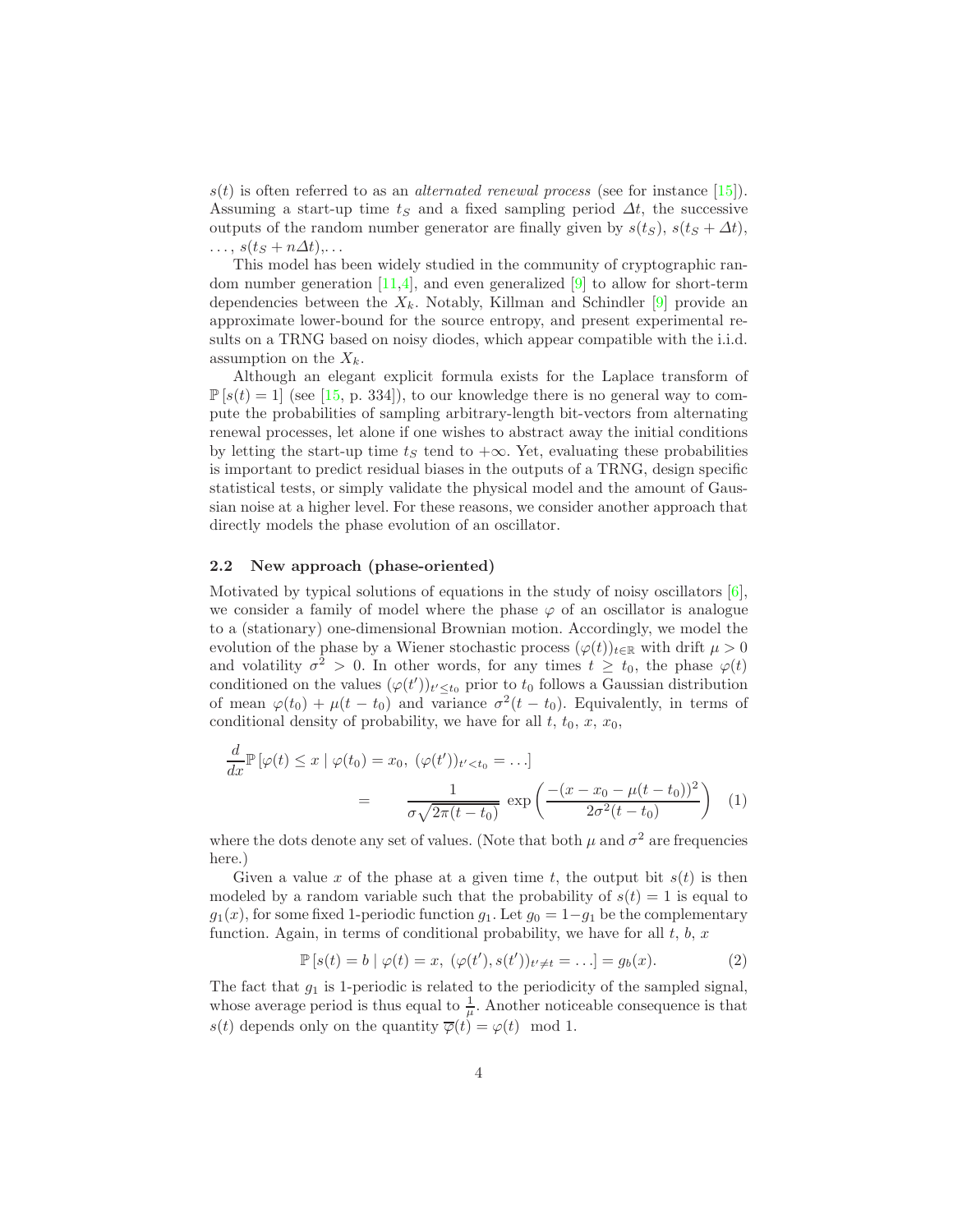$s(t)$ is often referred to as an *alternated renewal process* (see for instance [15]). Assuming a start-up time $t_S$ and a fixed sampling period $\Delta t$, the successive outputs of the random number generator are finally given by $s(t_S)$, $s(t_S + \Delta t)$, $\ldots$, $s(t_S + n\Delta t)$,...

This model has been widely studied in the community of cryptographic random number generation [11,4], and even generalized [9] to allow for short-term dependencies between the $X_k$. Notably, Killman and Schindler [9] provide an approximate lower-bound for the source entropy, and present experimental results on a TRNG based on noisy diodes, which appear compatible with the i.i.d. assumption on the $X_k$.

Although an elegant explicit formula exists for the Laplace transform of $\mathbb{P}[s(t) = 1]$ (see [15, p. 334]), to our knowledge there is no general way to compute the probabilities of sampling arbitrary-length bit-vectors from alternating renewal processes, let alone if one wishes to abstract away the initial conditions by letting the start-up time $t_S$ tend to $+\infty$. Yet, evaluating these probabilities is important to predict residual biases in the outputs of a TRNG, design specific statistical tests, or simply validate the physical model and the amount of Gaussian noise at a higher level. For these reasons, we consider another approach that directly models the phase evolution of an oscillator.

### 2.2 New approach (phase-oriented)

Motivated by typical solutions of equations in the study of noisy oscillators [6], we consider a family of model where the phase $\varphi$ of an oscillator is analogue to a (stationary) one-dimensional Brownian motion. Accordingly, we model the evolution of the phase by a Wiener stochastic process $(\varphi(t))_{t\in\mathbb{R}}$ with drift $\mu > 0$ and volatility $\sigma^2 > 0$. In other words, for any times $t \geq t_0$, the phase $\varphi(t)$ conditioned on the values $(\varphi(t'))_{t'\leq t_0}$ prior to $t_0$ follows a Gaussian distribution of mean $\varphi(t_0) + \mu(t - t_0)$ and variance $\sigma^2(t - t_0)$. Equivalently, in terms of conditional density of probability, we have for all $t$, $t_0$, $x$, $x_0$,

$$\frac{d}{dx}\mathbb{P}\left[\varphi(t) \leq x \mid \varphi(t_0) = x_0,\ (\varphi(t'))_{t'<t_0} = \ldots\right] = \frac{1}{\sigma\sqrt{2\pi(t-t_0)}}\ \exp\left(\frac{-(x - x_0 - \mu(t-t_0))^2}{2\sigma^2(t-t_0)}\right) \quad (1)$$

where the dots denote any set of values. (Note that both $\mu$ and $\sigma^2$ are frequencies here.)

Given a value $x$ of the phase at a given time $t$, the output bit $s(t)$ is then modeled by a random variable such that the probability of $s(t) = 1$ is equal to $g_1(x)$, for some fixed 1-periodic function $g_1$. Let $g_0 = 1 - g_1$ be the complementary function. Again, in terms of conditional probability, we have for all $t$, $b$, $x$

$$\mathbb{P}\left[s(t) = b \mid \varphi(t) = x,\ (\varphi(t'), s(t'))_{t'\neq t} = \ldots\right] = g_b(x). \quad (2)$$

The fact that $g_1$ is 1-periodic is related to the periodicity of the sampled signal, whose average period is thus equal to $\frac{1}{\mu}$. Another noticeable consequence is that $s(t)$ depends only on the quantity $\overline{\varphi}(t) = \varphi(t) \mod 1$.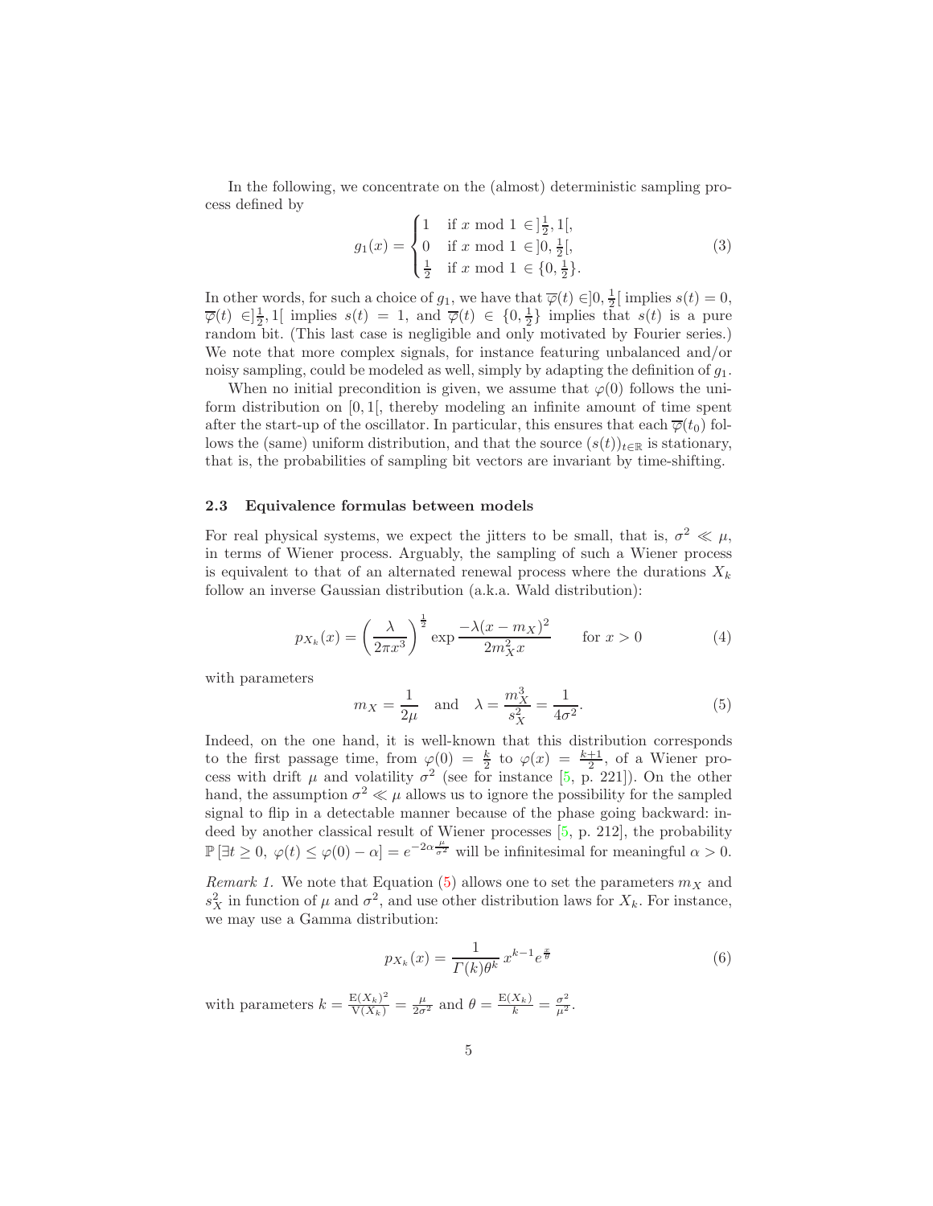In the following, we concentrate on the (almost) deterministic sampling process defined by

$$g_1(x) = \begin{cases} 1 & \text{if } x \bmod 1 \in ]\frac{1}{2}, 1[, \\ 0 & \text{if } x \bmod 1 \in ]0, \frac{1}{2}[, \\ \frac{1}{2} & \text{if } x \bmod 1 \in \{0, \frac{1}{2}\}. \end{cases} \tag{3}$$

In other words, for such a choice of $g_1$, we have that $\overline{\varphi}(t) \in ]0, \frac{1}{2}[$ implies $s(t) = 0$, $\overline{\varphi}(t) \in ]\frac{1}{2}, 1[$ implies $s(t) = 1$, and $\overline{\varphi}(t) \in \{0, \frac{1}{2}\}$ implies that $s(t)$ is a pure random bit. (This last case is negligible and only motivated by Fourier series.) We note that more complex signals, for instance featuring unbalanced and/or noisy sampling, could be modeled as well, simply by adapting the definition of $g_1$.

When no initial precondition is given, we assume that $\varphi(0)$ follows the uniform distribution on $[0, 1[$, thereby modeling an infinite amount of time spent after the start-up of the oscillator. In particular, this ensures that each $\overline{\varphi}(t_0)$ follows the (same) uniform distribution, and that the source $(s(t))_{t \in \mathbb{R}}$ is stationary, that is, the probabilities of sampling bit vectors are invariant by time-shifting.

### 2.3 Equivalence formulas between models

For real physical systems, we expect the jitters to be small, that is, $\sigma^2 \ll \mu$, in terms of Wiener process. Arguably, the sampling of such a Wiener process is equivalent to that of an alternated renewal process where the durations $X_k$ follow an inverse Gaussian distribution (a.k.a. Wald distribution):

$$p_{X_k}(x) = \left(\frac{\lambda}{2\pi x^3}\right)^{\frac{1}{2}} \exp \frac{-\lambda(x - m_X)^2}{2m_X^2 x} \qquad \text{for } x > 0 \tag{4}$$

with parameters

$$m_X = \frac{1}{2\mu} \quad \text{and} \quad \lambda = \frac{m_X^3}{s_X^2} = \frac{1}{4\sigma^2}. \tag{5}$$

Indeed, on the one hand, it is well-known that this distribution corresponds to the first passage time, from $\varphi(0) = \frac{k}{2}$ to $\varphi(x) = \frac{k+1}{2}$, of a Wiener process with drift $\mu$ and volatility $\sigma^2$ (see for instance [5, p. 221]). On the other hand, the assumption $\sigma^2 \ll \mu$ allows us to ignore the possibility for the sampled signal to flip in a detectable manner because of the phase going backward: indeed by another classical result of Wiener processes [5, p. 212], the probability $\mathbb{P}\left[\exists t \geq 0,\ \varphi(t) \leq \varphi(0) - \alpha\right] = e^{-2\alpha\frac{\mu}{\sigma^2}}$ will be infinitesimal for meaningful $\alpha > 0$.

*Remark 1.* We note that Equation (5) allows one to set the parameters $m_X$ and $s_X^2$ in function of $\mu$ and $\sigma^2$, and use other distribution laws for $X_k$. For instance, we may use a Gamma distribution:

$$p_{X_k}(x) = \frac{1}{\Gamma(k)\theta^k}\, x^{k-1} e^{\frac{x}{\theta}} \tag{6}$$

with parameters $k = \frac{\mathrm{E}(X_k)^2}{\mathrm{V}(X_k)} = \frac{\mu}{2\sigma^2}$ and $\theta = \frac{\mathrm{E}(X_k)}{k} = \frac{\sigma^2}{\mu^2}$.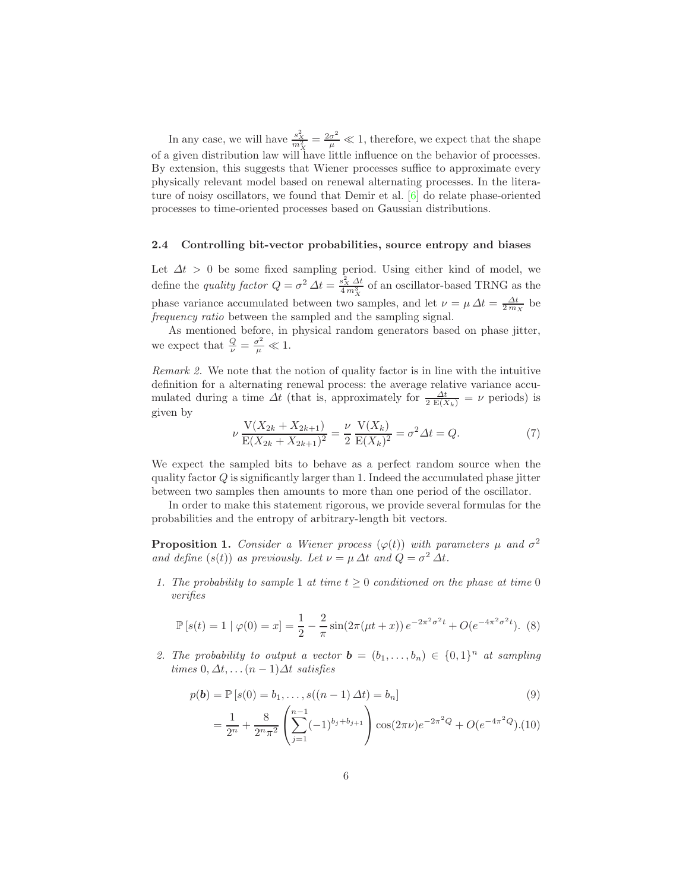In any case, we will have $\frac{s_X^2}{m_X^2} = \frac{2\sigma^2}{\mu} \ll 1$, therefore, we expect that the shape of a given distribution law will have little influence on the behavior of processes. By extension, this suggests that Wiener processes suffice to approximate every physically relevant model based on renewal alternating processes. In the literature of noisy oscillators, we found that Demir et al. [6] do relate phase-oriented processes to time-oriented processes based on Gaussian distributions.

### 2.4 Controlling bit-vector probabilities, source entropy and biases

Let $\Delta t > 0$ be some fixed sampling period. Using either kind of model, we define the *quality factor* $Q = \sigma^2\, \Delta t = \frac{s_X^2\, \Delta t}{4\, m_X^3}$ of an oscillator-based TRNG as the phase variance accumulated between two samples, and let $\nu = \mu\, \Delta t = \frac{\Delta t}{2\, m_X}$ be *frequency ratio* between the sampled and the sampling signal.

As mentioned before, in physical random generators based on phase jitter, we expect that $\frac{Q}{\nu} = \frac{\sigma^2}{\mu} \ll 1$.

*Remark 2.* We note that the notion of quality factor is in line with the intuitive definition for a alternating renewal process: the average relative variance accumulated during a time $\Delta t$ (that is, approximately for $\frac{\Delta t}{2\, \mathrm{E}(X_k)} = \nu$ periods) is given by

$$\nu\, \frac{\mathrm{V}(X_{2k} + X_{2k+1})}{\mathrm{E}(X_{2k} + X_{2k+1})^2} = \frac{\nu}{2}\, \frac{\mathrm{V}(X_k)}{\mathrm{E}(X_k)^2} = \sigma^2 \Delta t = Q. \tag{7}$$

We expect the sampled bits to behave as a perfect random source when the quality factor $Q$ is significantly larger than 1. Indeed the accumulated phase jitter between two samples then amounts to more than one period of the oscillator.

In order to make this statement rigorous, we provide several formulas for the probabilities and the entropy of arbitrary-length bit vectors.

**Proposition 1.** *Consider a Wiener process $(\varphi(t))$ with parameters $\mu$ and $\sigma^2$ and define $(s(t))$ as previously. Let $\nu = \mu\, \Delta t$ and $Q = \sigma^2\, \Delta t$.*

1. *The probability to sample 1 at time $t \geq 0$ conditioned on the phase at time 0 verifies*

$$\mathbb{P}\left[s(t) = 1 \mid \varphi(0) = x\right] = \frac{1}{2} - \frac{2}{\pi} \sin(2\pi(\mu t + x))\, e^{-2\pi^2\sigma^2 t} + O(e^{-4\pi^2\sigma^2 t}). \tag{8}$$

2. *The probability to output a vector $\boldsymbol{b} = (b_1, \ldots, b_n) \in \{0,1\}^n$ at sampling times $0, \Delta t, \ldots (n-1)\Delta t$ satisfies*

$$p(\boldsymbol{b}) = \mathbb{P}\left[s(0) = b_1, \ldots, s((n-1)\, \Delta t) = b_n\right] \tag{9}$$

$$= \frac{1}{2^n} + \frac{8}{2^n \pi^2} \left( \sum_{j=1}^{n-1} (-1)^{b_j + b_{j+1}} \right) \cos(2\pi\nu) e^{-2\pi^2 Q} + O(e^{-4\pi^2 Q}). \tag{10}$$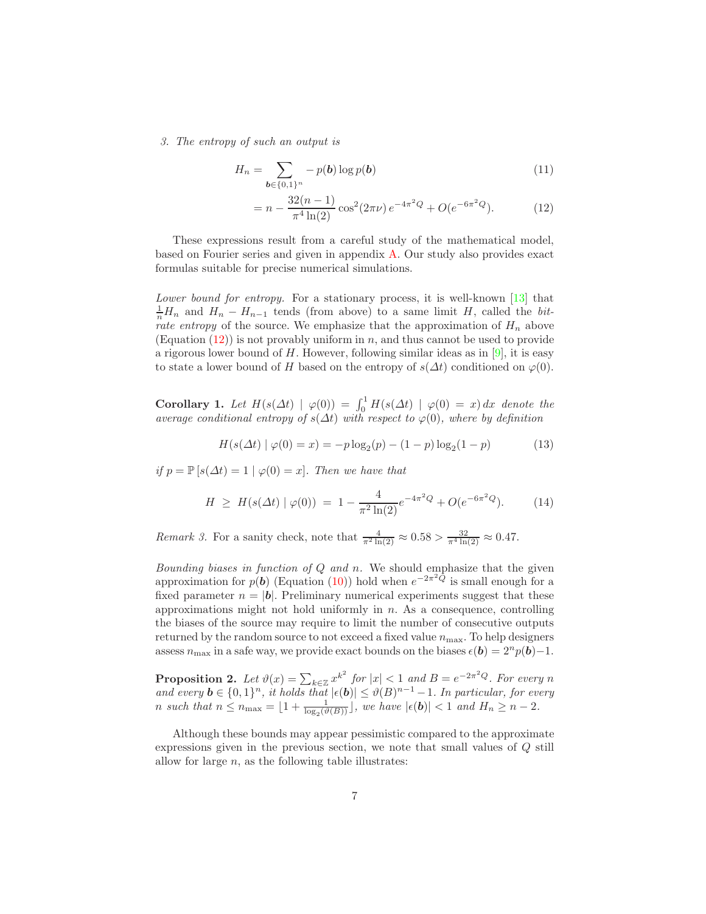3. *The entropy of such an output is*

$$H_n = \sum_{\boldsymbol{b}\in\{0,1\}^n} -p(\boldsymbol{b})\log p(\boldsymbol{b}) \tag{11}$$

$$= n - \frac{32(n-1)}{\pi^4\ln(2)}\cos^2(2\pi\nu)\,e^{-4\pi^2 Q} + O(e^{-6\pi^2 Q}). \tag{12}$$

These expressions result from a careful study of the mathematical model, based on Fourier series and given in appendix A. Our study also provides exact formulas suitable for precise numerical simulations.

*Lower bound for entropy.* For a stationary process, it is well-known [13] that $\frac{1}{n}H_n$ and $H_n - H_{n-1}$ tends (from above) to a same limit $H$, called the *bit-rate entropy* of the source. We emphasize that the approximation of $H_n$ above (Equation (12)) is not provably uniform in $n$, and thus cannot be used to provide a rigorous lower bound of $H$. However, following similar ideas as in [9], it is easy to state a lower bound of $H$ based on the entropy of $s(\varDelta t)$ conditioned on $\varphi(0)$.

**Corollary 1.** *Let $H(s(\varDelta t) \mid \varphi(0)) = \int_0^1 H(s(\varDelta t) \mid \varphi(0) = x)\,dx$ denote the average conditional entropy of $s(\varDelta t)$ with respect to $\varphi(0)$, where by definition*

$$H(s(\varDelta t) \mid \varphi(0) = x) = -p\log_2(p) - (1-p)\log_2(1-p) \tag{13}$$

*if $p = \mathbb{P}\left[s(\varDelta t) = 1 \mid \varphi(0) = x\right]$. Then we have that*

$$H \;\geq\; H(s(\varDelta t) \mid \varphi(0)) \;=\; 1 - \frac{4}{\pi^2\ln(2)}e^{-4\pi^2 Q} + O(e^{-6\pi^2 Q}). \tag{14}$$

*Remark 3.* For a sanity check, note that $\frac{4}{\pi^2\ln(2)} \approx 0.58 > \frac{32}{\pi^4\ln(2)} \approx 0.47$.

*Bounding biases in function of $Q$ and $n$.* We should emphasize that the given approximation for $p(\boldsymbol{b})$ (Equation (10)) hold when $e^{-2\pi^2 Q}$ is small enough for a fixed parameter $n = |\boldsymbol{b}|$. Preliminary numerical experiments suggest that these approximations might not hold uniformly in $n$. As a consequence, controlling the biases of the source may require to limit the number of consecutive outputs returned by the random source to not exceed a fixed value $n_{\max}$. To help designers assess $n_{\max}$ in a safe way, we provide exact bounds on the biases $\epsilon(\boldsymbol{b}) = 2^n p(\boldsymbol{b}) - 1$.

**Proposition 2.** *Let $\vartheta(x) = \sum_{k\in\mathbb{Z}} x^{k^2}$ for $|x| < 1$ and $B = e^{-2\pi^2 Q}$. For every $n$ and every $\boldsymbol{b} \in \{0,1\}^n$, it holds that $|\epsilon(\boldsymbol{b})| \leq \vartheta(B)^{n-1} - 1$. In particular, for every $n$ such that $n \leq n_{\max} = \lfloor 1 + \frac{1}{\log_2(\vartheta(B))}\rfloor$, we have $|\epsilon(\boldsymbol{b})| < 1$ and $H_n \geq n - 2$.*

Although these bounds may appear pessimistic compared to the approximate expressions given in the previous section, we note that small values of $Q$ still allow for large $n$, as the following table illustrates: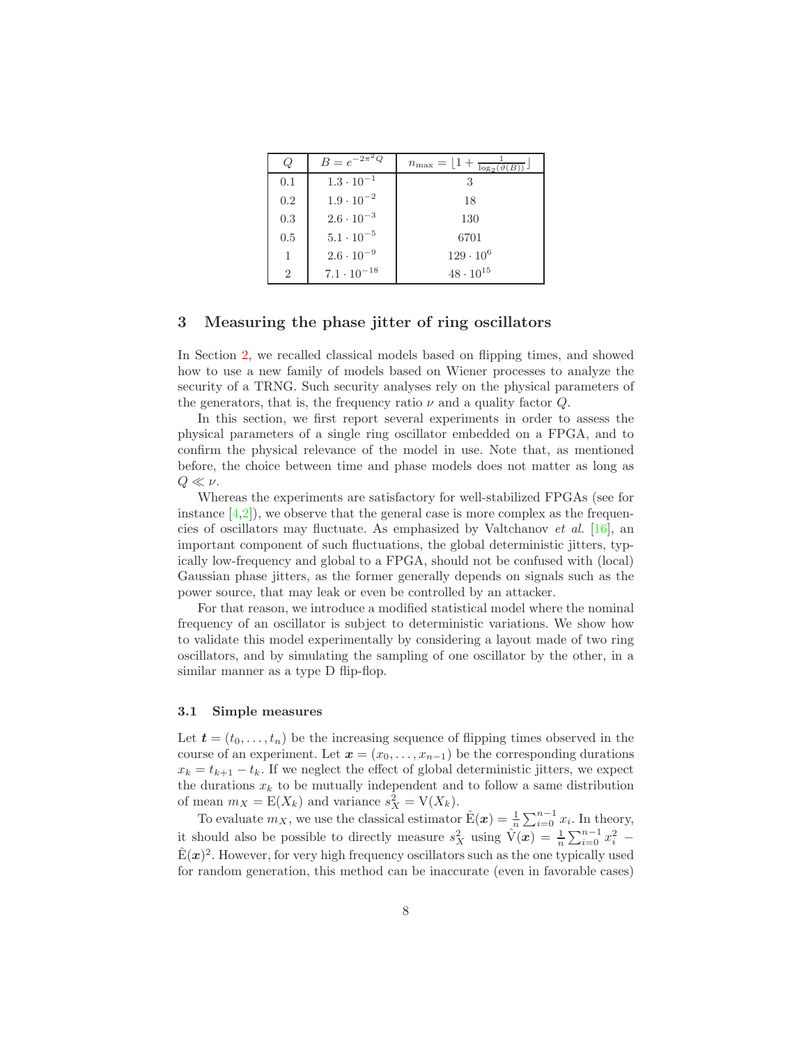| $Q$ | $B = e^{-2\pi^2 Q}$ | $n_{\max} = \lfloor 1 + \frac{1}{\log_2(\vartheta(B))} \rfloor$ |
|---|---|---|
| 0.1 | $1.3 \cdot 10^{-1}$ | 3 |
| 0.2 | $1.9 \cdot 10^{-2}$ | 18 |
| 0.3 | $2.6 \cdot 10^{-3}$ | 130 |
| 0.5 | $5.1 \cdot 10^{-5}$ | 6701 |
| 1 | $2.6 \cdot 10^{-9}$ | $129 \cdot 10^{6}$ |
| 2 | $7.1 \cdot 10^{-18}$ | $48 \cdot 10^{15}$ |

## 3 Measuring the phase jitter of ring oscillators

In Section 2, we recalled classical models based on flipping times, and showed how to use a new family of models based on Wiener processes to analyze the security of a TRNG. Such security analyses rely on the physical parameters of the generators, that is, the frequency ratio $\nu$ and a quality factor $Q$.

In this section, we first report several experiments in order to assess the physical parameters of a single ring oscillator embedded on a FPGA, and to confirm the physical relevance of the model in use. Note that, as mentioned before, the choice between time and phase models does not matter as long as $Q \ll \nu$.

Whereas the experiments are satisfactory for well-stabilized FPGAs (see for instance [4,2]), we observe that the general case is more complex as the frequencies of oscillators may fluctuate. As emphasized by Valtchanov *et al.* [16], an important component of such fluctuations, the global deterministic jitters, typically low-frequency and global to a FPGA, should not be confused with (local) Gaussian phase jitters, as the former generally depends on signals such as the power source, that may leak or even be controlled by an attacker.

For that reason, we introduce a modified statistical model where the nominal frequency of an oscillator is subject to deterministic variations. We show how to validate this model experimentally by considering a layout made of two ring oscillators, and by simulating the sampling of one oscillator by the other, in a similar manner as a type D flip-flop.

### 3.1 Simple measures

Let $\boldsymbol{t} = (t_0, \ldots, t_n)$ be the increasing sequence of flipping times observed in the course of an experiment. Let $\boldsymbol{x} = (x_0, \ldots, x_{n-1})$ be the corresponding durations $x_k = t_{k+1} - t_k$. If we neglect the effect of global deterministic jitters, we expect the durations $x_k$ to be mutually independent and to follow a same distribution of mean $m_X = \mathrm{E}(X_k)$ and variance $s_X^2 = \mathrm{V}(X_k)$.

To evaluate $m_X$, we use the classical estimator $\hat{\mathrm{E}}(\boldsymbol{x}) = \frac{1}{n}\sum_{i=0}^{n-1} x_i$. In theory, it should also be possible to directly measure $s_X^2$ using $\hat{\mathrm{V}}(\boldsymbol{x}) = \frac{1}{n}\sum_{i=0}^{n-1} x_i^2 - \hat{\mathrm{E}}(\boldsymbol{x})^2$. However, for very high frequency oscillators such as the one typically used for random generation, this method can be inaccurate (even in favorable cases)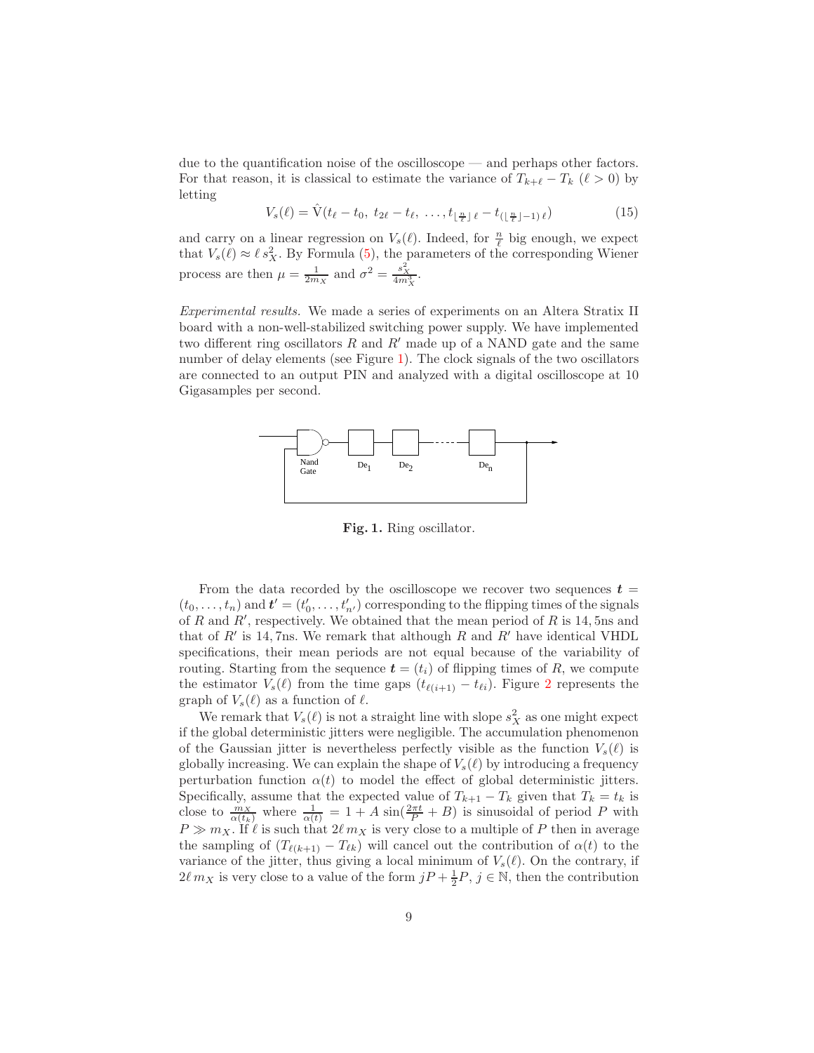due to the quantification noise of the oscilloscope — and perhaps other factors. For that reason, it is classical to estimate the variance of $T_{k+\ell} - T_k$ ($\ell > 0$) by letting

$$V_s(\ell) = \hat{\mathrm{V}}(t_\ell - t_0,\ t_{2\ell} - t_\ell,\ \ldots, t_{\lfloor \frac{n}{\ell} \rfloor \ell} - t_{(\lfloor \frac{n}{\ell} \rfloor - 1)\,\ell}) \tag{15}$$

and carry on a linear regression on $V_s(\ell)$. Indeed, for $\frac{n}{\ell}$ big enough, we expect that $V_s(\ell) \approx \ell\, s_X^2$. By Formula (5), the parameters of the corresponding Wiener process are then $\mu = \frac{1}{2m_X}$ and $\sigma^2 = \frac{s_X^2}{4m_X^3}$.

*Experimental results.* We made a series of experiments on an Altera Stratix II board with a non-well-stabilized switching power supply. We have implemented two different ring oscillators $R$ and $R'$ made up of a NAND gate and the same number of delay elements (see Figure 1). The clock signals of the two oscillators are connected to an output PIN and analyzed with a digital oscilloscope at 10 Gigasamples per second.

**Fig. 1.** Ring oscillator.

From the data recorded by the oscilloscope we recover two sequences $\boldsymbol{t} = (t_0, \ldots, t_n)$ and $\boldsymbol{t}' = (t'_0, \ldots, t'_{n'})$ corresponding to the flipping times of the signals of $R$ and $R'$, respectively. We obtained that the mean period of $R$ is 14,5ns and that of $R'$ is 14,7ns. We remark that although $R$ and $R'$ have identical VHDL specifications, their mean periods are not equal because of the variability of routing. Starting from the sequence $\boldsymbol{t} = (t_i)$ of flipping times of $R$, we compute the estimator $V_s(\ell)$ from the time gaps $(t_{\ell(i+1)} - t_{\ell i})$. Figure 2 represents the graph of $V_s(\ell)$ as a function of $\ell$.

We remark that $V_s(\ell)$ is not a straight line with slope $s_X^2$ as one might expect if the global deterministic jitters were negligible. The accumulation phenomenon of the Gaussian jitter is nevertheless perfectly visible as the function $V_s(\ell)$ is globally increasing. We can explain the shape of $V_s(\ell)$ by introducing a frequency perturbation function $\alpha(t)$ to model the effect of global deterministic jitters. Specifically, assume that the expected value of $T_{k+1} - T_k$ given that $T_k = t_k$ is close to $\frac{m_X}{\alpha(t_k)}$ where $\frac{1}{\alpha(t)} = 1 + A\,\sin(\frac{2\pi t}{P} + B)$ is sinusoidal of period $P$ with $P \gg m_X$. If $\ell$ is such that $2\ell\, m_X$ is very close to a multiple of $P$ then in average the sampling of $(T_{\ell(k+1)} - T_{\ell k})$ will cancel out the contribution of $\alpha(t)$ to the variance of the jitter, thus giving a local minimum of $V_s(\ell)$. On the contrary, if $2\ell\, m_X$ is very close to a value of the form $jP + \frac{1}{2}P$, $j \in \mathbb{N}$, then the contribution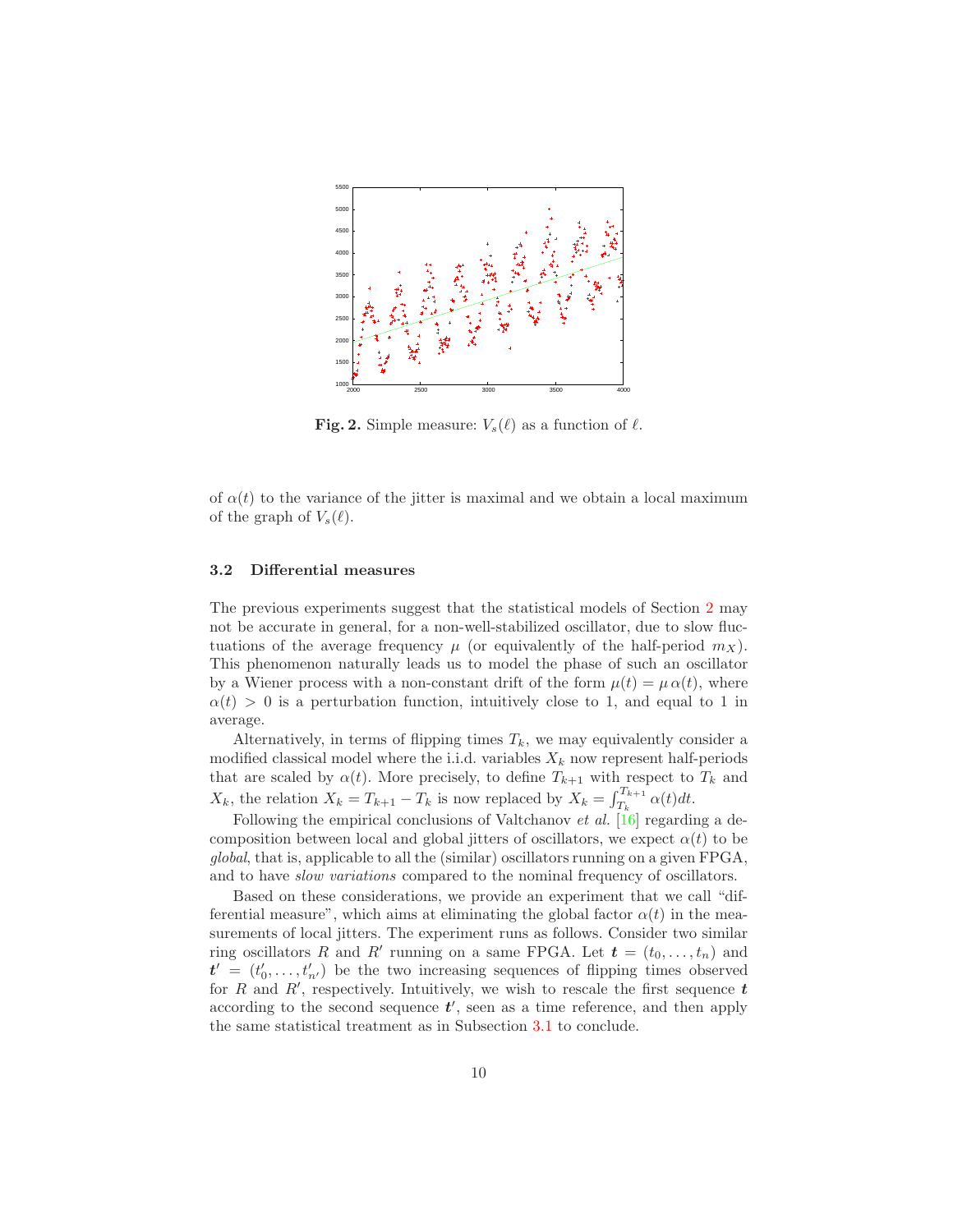**Fig. 2.** Simple measure: $V_s(\ell)$ as a function of $\ell$.

of $\alpha(t)$ to the variance of the jitter is maximal and we obtain a local maximum of the graph of $V_s(\ell)$.

### 3.2 Differential measures

The previous experiments suggest that the statistical models of Section 2 may not be accurate in general, for a non-well-stabilized oscillator, due to slow fluctuations of the average frequency $\mu$ (or equivalently of the half-period $m_X$). This phenomenon naturally leads us to model the phase of such an oscillator by a Wiener process with a non-constant drift of the form $\mu(t) = \mu\,\alpha(t)$, where $\alpha(t) > 0$ is a perturbation function, intuitively close to 1, and equal to 1 in average.

Alternatively, in terms of flipping times $T_k$, we may equivalently consider a modified classical model where the i.i.d. variables $X_k$ now represent half-periods that are scaled by $\alpha(t)$. More precisely, to define $T_{k+1}$ with respect to $T_k$ and $X_k$, the relation $X_k = T_{k+1} - T_k$ is now replaced by $X_k = \int_{T_k}^{T_{k+1}} \alpha(t)dt$.

Following the empirical conclusions of Valtchanov *et al.* [16] regarding a decomposition between local and global jitters of oscillators, we expect $\alpha(t)$ to be *global*, that is, applicable to all the (similar) oscillators running on a given FPGA, and to have *slow variations* compared to the nominal frequency of oscillators.

Based on these considerations, we provide an experiment that we call "differential measure", which aims at eliminating the global factor $\alpha(t)$ in the measurements of local jitters. The experiment runs as follows. Consider two similar ring oscillators $R$ and $R'$ running on a same FPGA. Let $\boldsymbol{t} = (t_0, \ldots, t_n)$ and $\boldsymbol{t'} = (t'_0, \ldots, t'_{n'})$ be the two increasing sequences of flipping times observed for $R$ and $R'$, respectively. Intuitively, we wish to rescale the first sequence $\boldsymbol{t}$ according to the second sequence $\boldsymbol{t'}$, seen as a time reference, and then apply the same statistical treatment as in Subsection 3.1 to conclude.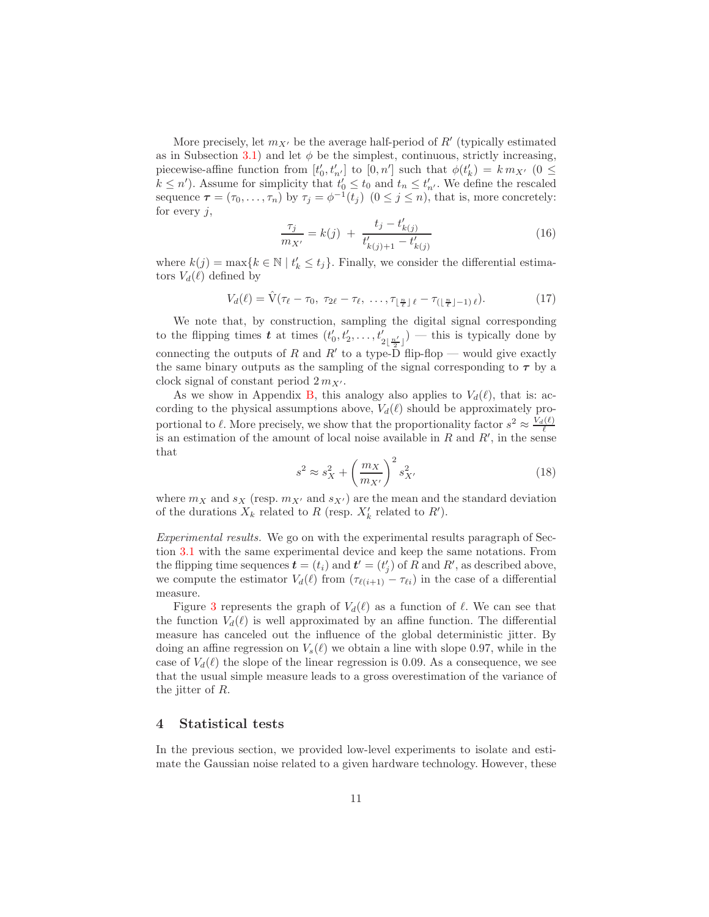More precisely, let $m_{X'}$ be the average half-period of $R'$ (typically estimated as in Subsection 3.1) and let $\phi$ be the simplest, continuous, strictly increasing, piecewise-affine function from $[t'_0, t'_{n'}]$ to $[0, n']$ such that $\phi(t'_k) = k\, m_{X'}$ $(0 \leq k \leq n')$. Assume for simplicity that $t'_0 \leq t_0$ and $t_n \leq t'_{n'}$. We define the rescaled sequence $\boldsymbol{\tau} = (\tau_0, \ldots, \tau_n)$ by $\tau_j = \phi^{-1}(t_j)$ $(0 \leq j \leq n)$, that is, more concretely: for every $j$,

$$\frac{\tau_j}{m_{X'}} = k(j) \;+\; \frac{t_j - t'_{k(j)}}{t'_{k(j)+1} - t'_{k(j)}} \tag{16}$$

where $k(j) = \max\{k \in \mathbb{N} \mid t'_k \leq t_j\}$. Finally, we consider the differential estimators $V_d(\ell)$ defined by

$$V_d(\ell) = \hat{\mathrm{V}}(\tau_\ell - \tau_0,\ \tau_{2\ell} - \tau_\ell,\ \ldots, \tau_{\lfloor \frac{n}{\ell} \rfloor \ell} - \tau_{(\lfloor \frac{n}{\ell} \rfloor - 1)\,\ell}). \tag{17}$$

We note that, by construction, sampling the digital signal corresponding to the flipping times $\boldsymbol{t}$ at times $(t'_0, t'_2, \ldots, t'_{2\lfloor \frac{n'}{2} \rfloor})$ — this is typically done by connecting the outputs of $R$ and $R'$ to a type-D flip-flop — would give exactly the same binary outputs as the sampling of the signal corresponding to $\boldsymbol{\tau}$ by a clock signal of constant period $2\, m_{X'}$.

As we show in Appendix B, this analogy also applies to $V_d(\ell)$, that is: according to the physical assumptions above, $V_d(\ell)$ should be approximately proportional to $\ell$. More precisely, we show that the proportionality factor $s^2 \approx \frac{V_d(\ell)}{\ell}$ is an estimation of the amount of local noise available in $R$ and $R'$, in the sense that

$$s^2 \approx s_X^2 + \left(\frac{m_X}{m_{X'}}\right)^2 s_{X'}^2 \tag{18}$$

where $m_X$ and $s_X$ (resp. $m_{X'}$ and $s_{X'}$) are the mean and the standard deviation of the durations $X_k$ related to $R$ (resp. $X'_k$ related to $R'$).

*Experimental results.* We go on with the experimental results paragraph of Section 3.1 with the same experimental device and keep the same notations. From the flipping time sequences $\boldsymbol{t} = (t_i)$ and $\boldsymbol{t}' = (t'_j)$ of $R$ and $R'$, as described above, we compute the estimator $V_d(\ell)$ from $(\tau_{\ell(i+1)} - \tau_{\ell i})$ in the case of a differential measure.

Figure 3 represents the graph of $V_d(\ell)$ as a function of $\ell$. We can see that the function $V_d(\ell)$ is well approximated by an affine function. The differential measure has canceled out the influence of the global deterministic jitter. By doing an affine regression on $V_s(\ell)$ we obtain a line with slope 0.97, while in the case of $V_d(\ell)$ the slope of the linear regression is 0.09. As a consequence, we see that the usual simple measure leads to a gross overestimation of the variance of the jitter of $R$.

## 4 Statistical tests

In the previous section, we provided low-level experiments to isolate and estimate the Gaussian noise related to a given hardware technology. However, these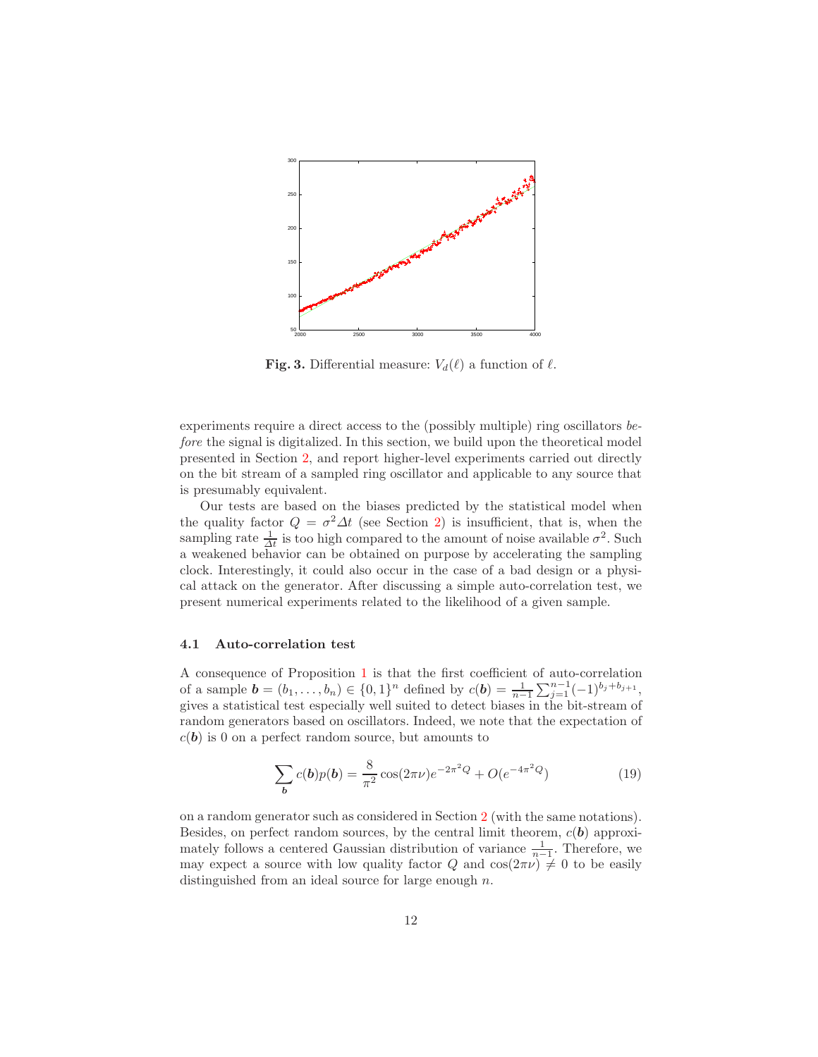**Fig. 3.** Differential measure: $V_d(\ell)$ a function of $\ell$.

experiments require a direct access to the (possibly multiple) ring oscillators *before* the signal is digitalized. In this section, we build upon the theoretical model presented in Section 2, and report higher-level experiments carried out directly on the bit stream of a sampled ring oscillator and applicable to any source that is presumably equivalent.

Our tests are based on the biases predicted by the statistical model when the quality factor $Q = \sigma^2 \Delta t$ (see Section 2) is insufficient, that is, when the sampling rate $\frac{1}{\Delta t}$ is too high compared to the amount of noise available $\sigma^2$. Such a weakened behavior can be obtained on purpose by accelerating the sampling clock. Interestingly, it could also occur in the case of a bad design or a physical attack on the generator. After discussing a simple auto-correlation test, we present numerical experiments related to the likelihood of a given sample.

### 4.1 Auto-correlation test

A consequence of Proposition 1 is that the first coefficient of auto-correlation of a sample $\boldsymbol{b} = (b_1, \ldots, b_n) \in \{0,1\}^n$ defined by $c(\boldsymbol{b}) = \frac{1}{n-1}\sum_{j=1}^{n-1}(-1)^{b_j + b_{j+1}}$, gives a statistical test especially well suited to detect biases in the bit-stream of random generators based on oscillators. Indeed, we note that the expectation of $c(\boldsymbol{b})$ is 0 on a perfect random source, but amounts to

$$\sum_{\boldsymbol{b}} c(\boldsymbol{b}) p(\boldsymbol{b}) = \frac{8}{\pi^2}\cos(2\pi\nu)e^{-2\pi^2 Q} + O(e^{-4\pi^2 Q}) \tag{19}$$

on a random generator such as considered in Section 2 (with the same notations). Besides, on perfect random sources, by the central limit theorem, $c(\boldsymbol{b})$ approximately follows a centered Gaussian distribution of variance $\frac{1}{n-1}$. Therefore, we may expect a source with low quality factor $Q$ and $\cos(2\pi\nu) \neq 0$ to be easily distinguished from an ideal source for large enough $n$.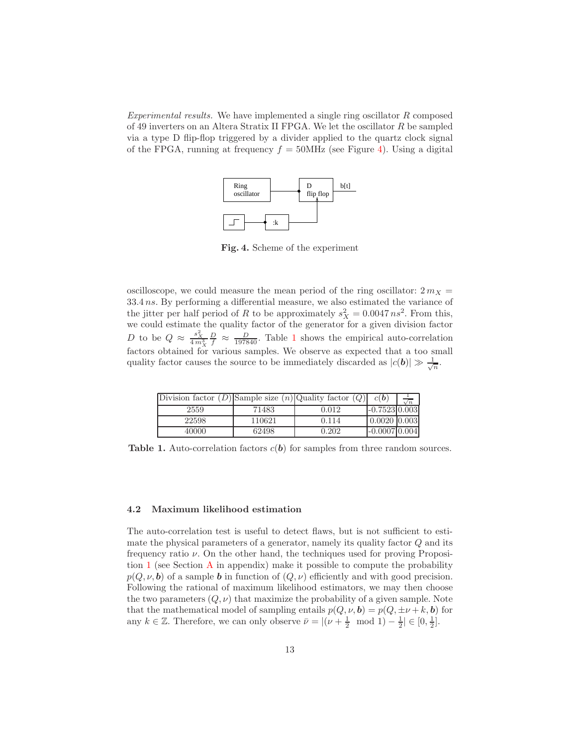*Experimental results.* We have implemented a single ring oscillator $R$ composed of 49 inverters on an Altera Stratix II FPGA. We let the oscillator $R$ be sampled via a type D flip-flop triggered by a divider applied to the quartz clock signal of the FPGA, running at frequency $f = 50$MHz (see Figure 4). Using a digital

Ring oscillator

D flip flop

b[t]

:k

**Fig. 4.** Scheme of the experiment

oscilloscope, we could measure the mean period of the ring oscillator: $2\,m_X = 33.4\,ns$. By performing a differential measure, we also estimated the variance of the jitter per half period of $R$ to be approximately $s_X^2 = 0.0047\,ns^2$. From this, we could estimate the quality factor of the generator for a given division factor $D$ to be $Q \approx \frac{s_X^2}{4\,m_X^3}\frac{D}{f} \approx \frac{D}{197840}$. Table 1 shows the empirical auto-correlation factors obtained for various samples. We observe as expected that a too small quality factor causes the source to be immediately discarded as $|c(\boldsymbol{b})| \gg \frac{1}{\sqrt{n}}$.

| Division factor ($D$) | Sample size ($n$) | Quality factor ($Q$) | $c(\boldsymbol{b})$ | $\frac{1}{\sqrt{n}}$ |
|---|---|---|---|---|
| 2559 | 71483 | 0.012 | -0.7523 | 0.003 |
| 22598 | 110621 | 0.114 | 0.0020 | 0.003 |
| 40000 | 62498 | 0.202 | -0.0007 | 0.004 |

**Table 1.** Auto-correlation factors $c(\boldsymbol{b})$ for samples from three random sources.

### 4.2 Maximum likelihood estimation

The auto-correlation test is useful to detect flaws, but is not sufficient to estimate the physical parameters of a generator, namely its quality factor $Q$ and its frequency ratio $\nu$. On the other hand, the techniques used for proving Proposition 1 (see Section A in appendix) make it possible to compute the probability $p(Q, \nu, \boldsymbol{b})$ of a sample $\boldsymbol{b}$ in function of $(Q, \nu)$ efficiently and with good precision. Following the rational of maximum likelihood estimators, we may then choose the two parameters $(Q, \nu)$ that maximize the probability of a given sample. Note that the mathematical model of sampling entails $p(Q, \nu, \boldsymbol{b}) = p(Q, \pm\nu + k, \boldsymbol{b})$ for any $k \in \mathbb{Z}$. Therefore, we can only observe $\bar{\nu} = |(\nu + \frac{1}{2} \mod 1) - \frac{1}{2}| \in [0, \frac{1}{2}]$.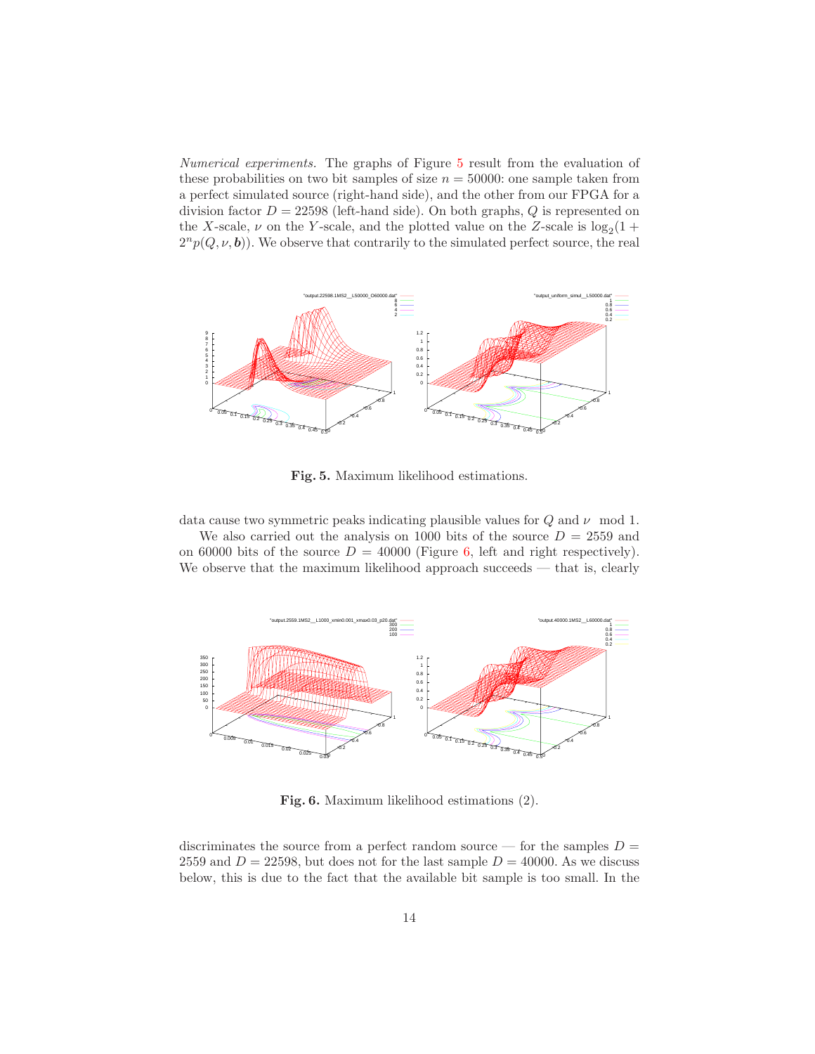*Numerical experiments.* The graphs of Figure 5 result from the evaluation of these probabilities on two bit samples of size $n = 50000$: one sample taken from a perfect simulated source (right-hand side), and the other from our FPGA for a division factor $D = 22598$ (left-hand side). On both graphs, $Q$ is represented on the $X$-scale, $\nu$ on the $Y$-scale, and the plotted value on the $Z$-scale is $\log_2(1 + 2^n p(Q, \nu, \boldsymbol{b}))$. We observe that contrarily to the simulated perfect source, the real

**Fig. 5.** Maximum likelihood estimations.

data cause two symmetric peaks indicating plausible values for $Q$ and $\nu \mod 1$.

We also carried out the analysis on 1000 bits of the source $D = 2559$ and on 60000 bits of the source $D = 40000$ (Figure 6, left and right respectively). We observe that the maximum likelihood approach succeeds — that is, clearly

**Fig. 6.** Maximum likelihood estimations (2).

discriminates the source from a perfect random source — for the samples $D = 2559$ and $D = 22598$, but does not for the last sample $D = 40000$. As we discuss below, this is due to the fact that the available bit sample is too small. In the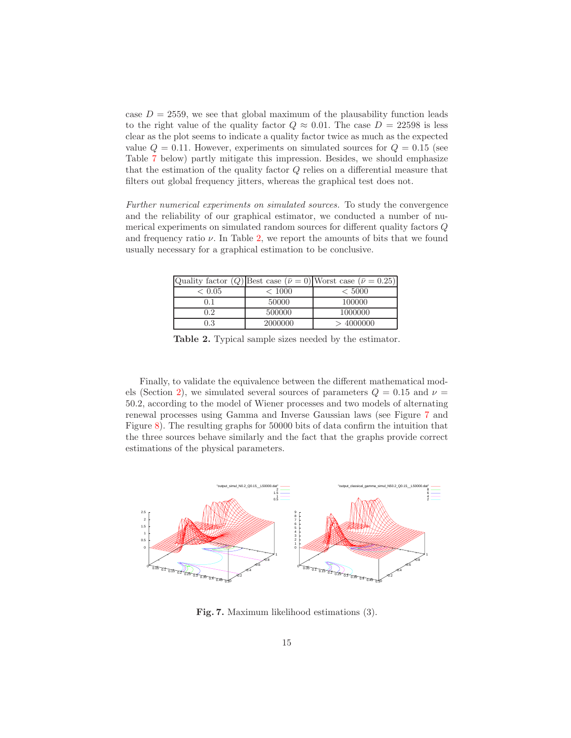case $D = 2559$, we see that global maximum of the plausability function leads to the right value of the quality factor $Q \approx 0.01$. The case $D = 22598$ is less clear as the plot seems to indicate a quality factor twice as much as the expected value $Q = 0.11$. However, experiments on simulated sources for $Q = 0.15$ (see Table 7 below) partly mitigate this impression. Besides, we should emphasize that the estimation of the quality factor $Q$ relies on a differential measure that filters out global frequency jitters, whereas the graphical test does not.

*Further numerical experiments on simulated sources.* To study the convergence and the reliability of our graphical estimator, we conducted a number of numerical experiments on simulated random sources for different quality factors $Q$ and frequency ratio $\nu$. In Table 2, we report the amounts of bits that we found usually necessary for a graphical estimation to be conclusive.

| Quality factor ($Q$) | Best case ($\bar{\nu} = 0$) | Worst case ($\bar{\nu} = 0.25$) |
|---|---|---|
| $< 0.05$ | $< 1000$ | $< 5000$ |
| 0.1 | 50000 | 100000 |
| 0.2 | 500000 | 1000000 |
| 0.3 | 2000000 | $> 4000000$ |

**Table 2.** Typical sample sizes needed by the estimator.

Finally, to validate the equivalence between the different mathematical models (Section 2), we simulated several sources of parameters $Q = 0.15$ and $\nu = 50.2$, according to the model of Wiener processes and two models of alternating renewal processes using Gamma and Inverse Gaussian laws (see Figure 7 and Figure 8). The resulting graphs for 50000 bits of data confirm the intuition that the three sources behave similarly and the fact that the graphs provide correct estimations of the physical parameters.

**Fig. 7.** Maximum likelihood estimations (3).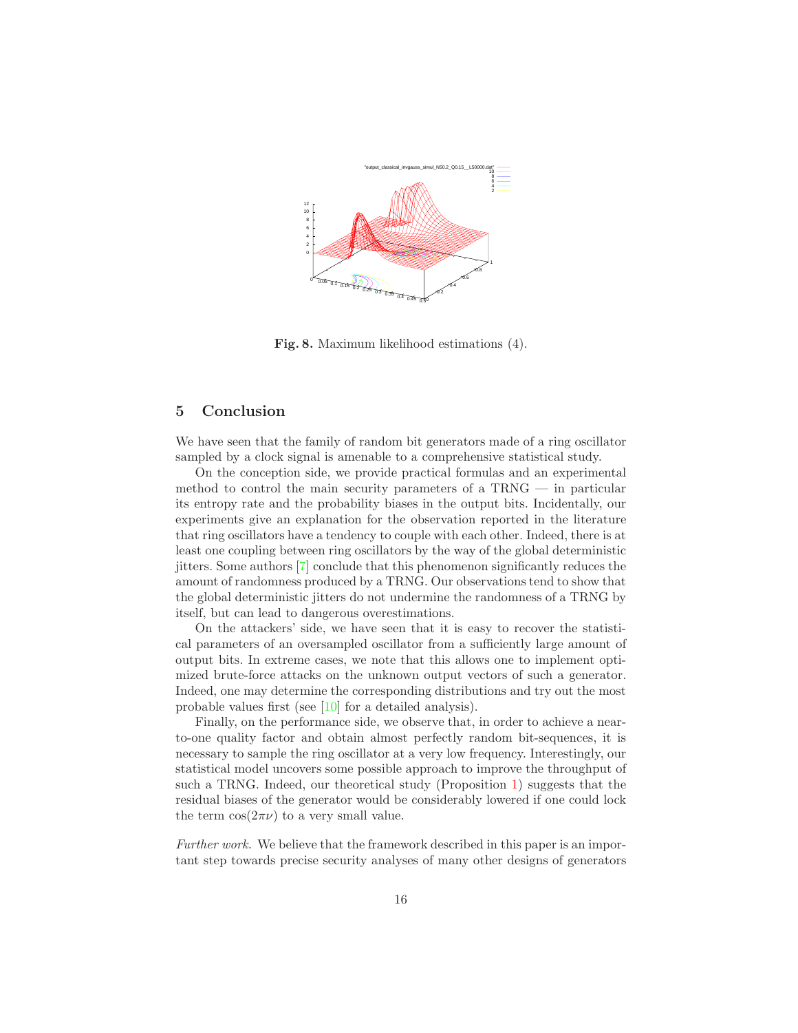**Fig. 8.** Maximum likelihood estimations (4).

## 5 Conclusion

We have seen that the family of random bit generators made of a ring oscillator sampled by a clock signal is amenable to a comprehensive statistical study.

On the conception side, we provide practical formulas and an experimental method to control the main security parameters of a TRNG — in particular its entropy rate and the probability biases in the output bits. Incidentally, our experiments give an explanation for the observation reported in the literature that ring oscillators have a tendency to couple with each other. Indeed, there is at least one coupling between ring oscillators by the way of the global deterministic jitters. Some authors [7] conclude that this phenomenon significantly reduces the amount of randomness produced by a TRNG. Our observations tend to show that the global deterministic jitters do not undermine the randomness of a TRNG by itself, but can lead to dangerous overestimations.

On the attackers' side, we have seen that it is easy to recover the statistical parameters of an oversampled oscillator from a sufficiently large amount of output bits. In extreme cases, we note that this allows one to implement optimized brute-force attacks on the unknown output vectors of such a generator. Indeed, one may determine the corresponding distributions and try out the most probable values first (see [10] for a detailed analysis).

Finally, on the performance side, we observe that, in order to achieve a near-to-one quality factor and obtain almost perfectly random bit-sequences, it is necessary to sample the ring oscillator at a very low frequency. Interestingly, our statistical model uncovers some possible approach to improve the throughput of such a TRNG. Indeed, our theoretical study (Proposition 1) suggests that the residual biases of the generator would be considerably lowered if one could lock the term $\cos(2\pi\nu)$ to a very small value.

*Further work.* We believe that the framework described in this paper is an important step towards precise security analyses of many other designs of generators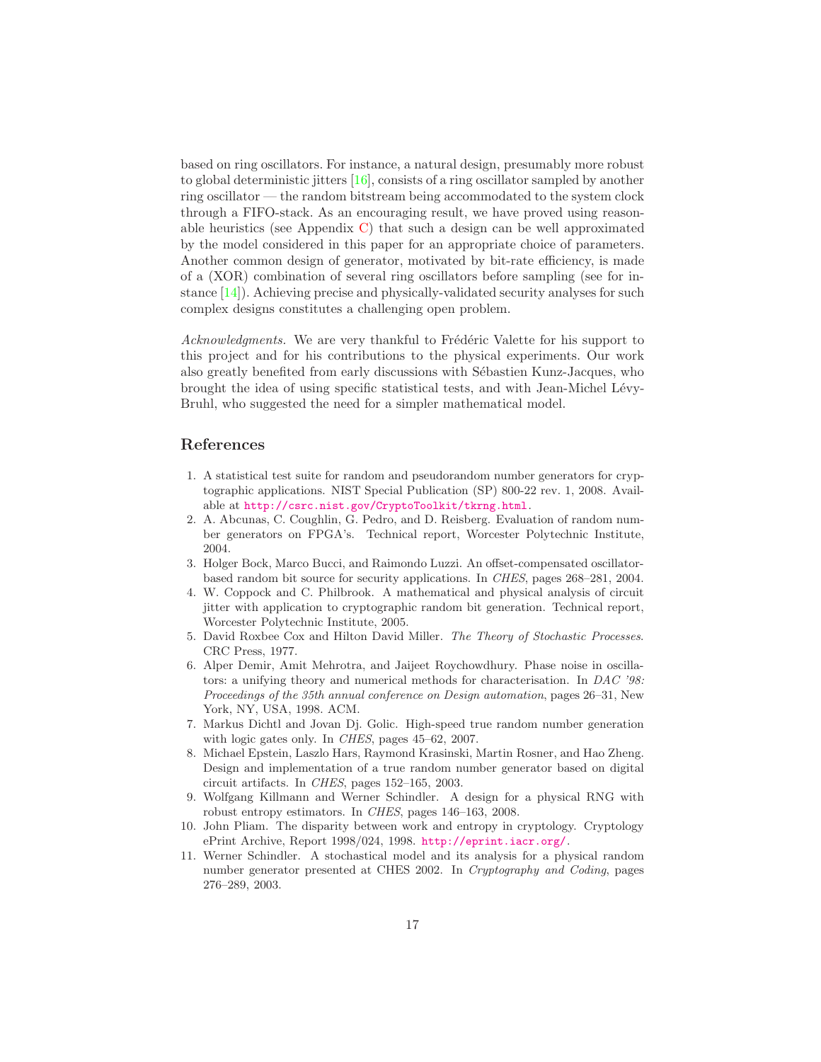based on ring oscillators. For instance, a natural design, presumably more robust to global deterministic jitters [16], consists of a ring oscillator sampled by another ring oscillator — the random bitstream being accommodated to the system clock through a FIFO-stack. As an encouraging result, we have proved using reasonable heuristics (see Appendix C) that such a design can be well approximated by the model considered in this paper for an appropriate choice of parameters. Another common design of generator, motivated by bit-rate efficiency, is made of a (XOR) combination of several ring oscillators before sampling (see for instance [14]). Achieving precise and physically-validated security analyses for such complex designs constitutes a challenging open problem.

*Acknowledgments.* We are very thankful to Frédéric Valette for his support to this project and for his contributions to the physical experiments. Our work also greatly benefited from early discussions with Sébastien Kunz-Jacques, who brought the idea of using specific statistical tests, and with Jean-Michel Lévy-Bruhl, who suggested the need for a simpler mathematical model.

## References

1. A statistical test suite for random and pseudorandom number generators for cryptographic applications. NIST Special Publication (SP) 800-22 rev. 1, 2008. Available at http://csrc.nist.gov/CryptoToolkit/tkrng.html.
2. A. Abcunas, C. Coughlin, G. Pedro, and D. Reisberg. Evaluation of random number generators on FPGA's. Technical report, Worcester Polytechnic Institute, 2004.
3. Holger Bock, Marco Bucci, and Raimondo Luzzi. An offset-compensated oscillator-based random bit source for security applications. In *CHES*, pages 268–281, 2004.
4. W. Coppock and C. Philbrook. A mathematical and physical analysis of circuit jitter with application to cryptographic random bit generation. Technical report, Worcester Polytechnic Institute, 2005.
5. David Roxbee Cox and Hilton David Miller. *The Theory of Stochastic Processes*. CRC Press, 1977.
6. Alper Demir, Amit Mehrotra, and Jaijeet Roychowdhury. Phase noise in oscillators: a unifying theory and numerical methods for characterisation. In *DAC '98: Proceedings of the 35th annual conference on Design automation*, pages 26–31, New York, NY, USA, 1998. ACM.
7. Markus Dichtl and Jovan Dj. Golic. High-speed true random number generation with logic gates only. In *CHES*, pages 45–62, 2007.
8. Michael Epstein, Laszlo Hars, Raymond Krasinski, Martin Rosner, and Hao Zheng. Design and implementation of a true random number generator based on digital circuit artifacts. In *CHES*, pages 152–165, 2003.
9. Wolfgang Killmann and Werner Schindler. A design for a physical RNG with robust entropy estimators. In *CHES*, pages 146–163, 2008.
10. John Pliam. The disparity between work and entropy in cryptology. Cryptology ePrint Archive, Report 1998/024, 1998. http://eprint.iacr.org/.
11. Werner Schindler. A stochastical model and its analysis for a physical random number generator presented at CHES 2002. In *Cryptography and Coding*, pages 276–289, 2003.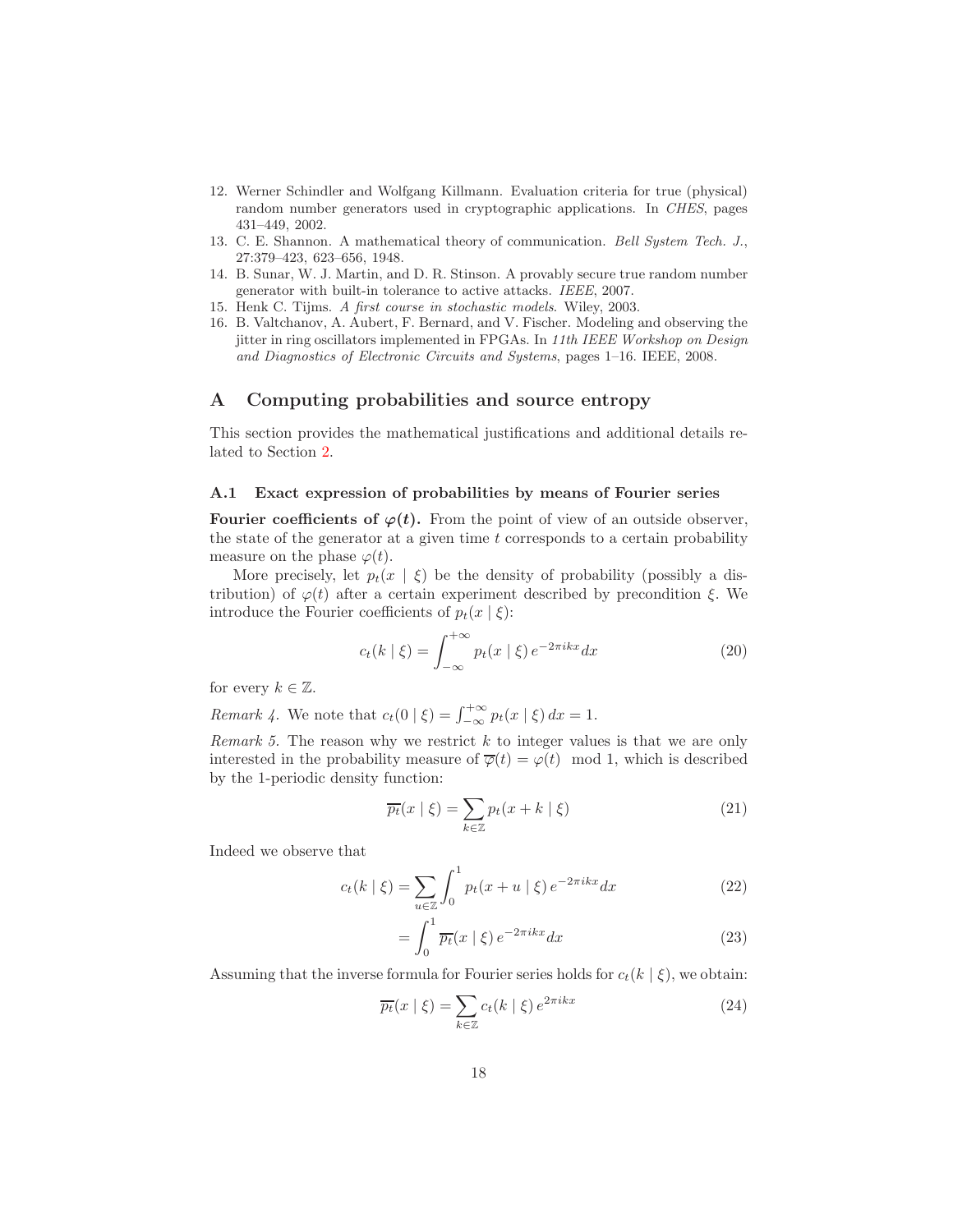12. Werner Schindler and Wolfgang Killmann. Evaluation criteria for true (physical) random number generators used in cryptographic applications. In *CHES*, pages 431–449, 2002.
13. C. E. Shannon. A mathematical theory of communication. *Bell System Tech. J.*, 27:379–423, 623–656, 1948.
14. B. Sunar, W. J. Martin, and D. R. Stinson. A provably secure true random number generator with built-in tolerance to active attacks. *IEEE*, 2007.
15. Henk C. Tijms. *A first course in stochastic models*. Wiley, 2003.
16. B. Valtchanov, A. Aubert, F. Bernard, and V. Fischer. Modeling and observing the jitter in ring oscillators implemented in FPGAs. In *11th IEEE Workshop on Design and Diagnostics of Electronic Circuits and Systems*, pages 1–16. IEEE, 2008.

# A Computing probabilities and source entropy

This section provides the mathematical justifications and additional details related to Section 2.

## A.1 Exact expression of probabilities by means of Fourier series

**Fourier coefficients of $\varphi(t)$.** From the point of view of an outside observer, the state of the generator at a given time $t$ corresponds to a certain probability measure on the phase $\varphi(t)$.

More precisely, let $p_t(x \mid \xi)$ be the density of probability (possibly a distribution) of $\varphi(t)$ after a certain experiment described by precondition $\xi$. We introduce the Fourier coefficients of $p_t(x \mid \xi)$:

$$c_t(k \mid \xi) = \int_{-\infty}^{+\infty} p_t(x \mid \xi)\, e^{-2\pi i k x} dx \tag{20}$$

for every $k \in \mathbb{Z}$.

*Remark 4.* We note that $c_t(0 \mid \xi) = \int_{-\infty}^{+\infty} p_t(x \mid \xi)\, dx = 1$.

*Remark 5.* The reason why we restrict $k$ to integer values is that we are only interested in the probability measure of $\overline{\varphi}(t) = \varphi(t) \mod 1$, which is described by the 1-periodic density function:

$$\overline{p_t}(x \mid \xi) = \sum_{k \in \mathbb{Z}} p_t(x + k \mid \xi) \tag{21}$$

Indeed we observe that

$$c_t(k \mid \xi) = \sum_{u \in \mathbb{Z}} \int_0^1 p_t(x + u \mid \xi)\, e^{-2\pi i k x} dx \tag{22}$$

$$= \int_0^1 \overline{p_t}(x \mid \xi)\, e^{-2\pi i k x} dx \tag{23}$$

Assuming that the inverse formula for Fourier series holds for $c_t(k \mid \xi)$, we obtain:

$$\overline{p_t}(x \mid \xi) = \sum_{k \in \mathbb{Z}} c_t(k \mid \xi)\, e^{2\pi i k x} \tag{24}$$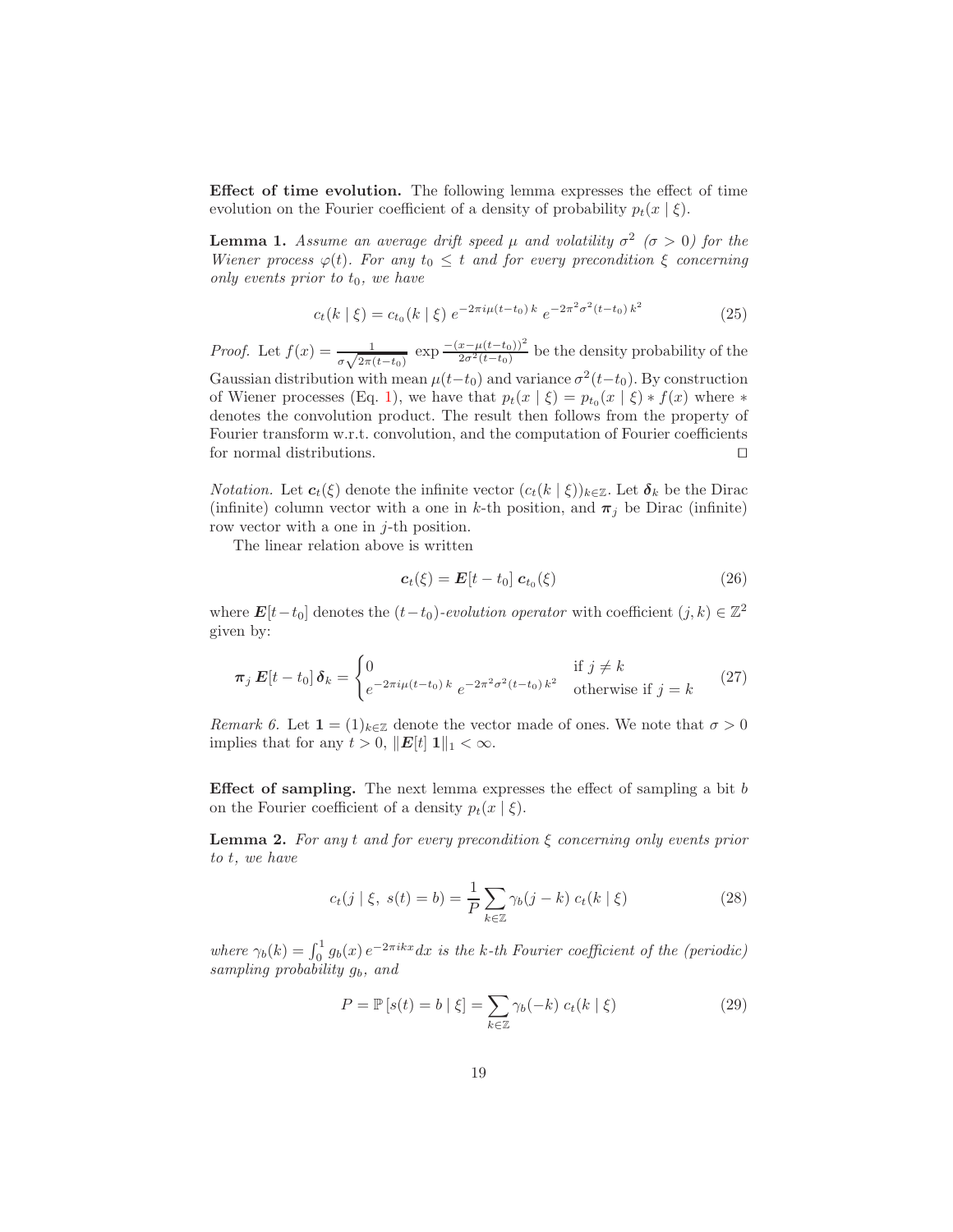**Effect of time evolution.** The following lemma expresses the effect of time evolution on the Fourier coefficient of a density of probability $p_t(x \mid \xi)$.

**Lemma 1.** *Assume an average drift speed $\mu$ and volatility $\sigma^2$ ($\sigma > 0$) for the Wiener process $\varphi(t)$. For any $t_0 \leq t$ and for every precondition $\xi$ concerning only events prior to $t_0$, we have*

$$c_t(k \mid \xi) = c_{t_0}(k \mid \xi)\; e^{-2\pi i\mu(t-t_0)\,k}\; e^{-2\pi^2\sigma^2(t-t_0)\,k^2} \tag{25}$$

*Proof.* Let $f(x) = \frac{1}{\sigma\sqrt{2\pi(t-t_0)}}\, \exp \frac{-(x-\mu(t-t_0))^2}{2\sigma^2(t-t_0)}$ be the density probability of the Gaussian distribution with mean $\mu(t-t_0)$ and variance $\sigma^2(t-t_0)$. By construction of Wiener processes (Eq. 1), we have that $p_t(x \mid \xi) = p_{t_0}(x \mid \xi) * f(x)$ where $*$ denotes the convolution product. The result then follows from the property of Fourier transform w.r.t. convolution, and the computation of Fourier coefficients for normal distributions. $\square$

*Notation.* Let $\boldsymbol{c}_t(\xi)$ denote the infinite vector $(c_t(k \mid \xi))_{k\in\mathbb{Z}}$. Let $\boldsymbol{\delta}_k$ be the Dirac (infinite) column vector with a one in $k$-th position, and $\boldsymbol{\pi}_j$ be Dirac (infinite) row vector with a one in $j$-th position.

The linear relation above is written

$$\boldsymbol{c}_t(\xi) = \boldsymbol{E}[t-t_0]\; \boldsymbol{c}_{t_0}(\xi) \tag{26}$$

where $\boldsymbol{E}[t-t_0]$ denotes the $(t-t_0)$-*evolution operator* with coefficient $(j,k) \in \mathbb{Z}^2$ given by:

$$\boldsymbol{\pi}_j\, \boldsymbol{E}[t-t_0]\, \boldsymbol{\delta}_k = \begin{cases} 0 & \text{if } j \neq k \\ e^{-2\pi i\mu(t-t_0)\,k}\; e^{-2\pi^2\sigma^2(t-t_0)\,k^2} & \text{otherwise if } j = k \end{cases} \tag{27}$$

*Remark 6.* Let $\mathbf{1} = (1)_{k\in\mathbb{Z}}$ denote the vector made of ones. We note that $\sigma > 0$ implies that for any $t > 0$, $\|\boldsymbol{E}[t]\,\mathbf{1}\|_1 < \infty$.

**Effect of sampling.** The next lemma expresses the effect of sampling a bit $b$ on the Fourier coefficient of a density $p_t(x \mid \xi)$.

**Lemma 2.** *For any $t$ and for every precondition $\xi$ concerning only events prior to $t$, we have*

$$c_t(j \mid \xi,\; s(t) = b) = \frac{1}{P} \sum_{k\in\mathbb{Z}} \gamma_b(j-k)\; c_t(k \mid \xi) \tag{28}$$

*where $\gamma_b(k) = \int_0^1 g_b(x)\, e^{-2\pi i k x} dx$ is the $k$-th Fourier coefficient of the (periodic) sampling probability $g_b$, and*

$$P = \mathbb{P}\left[s(t) = b \mid \xi\right] = \sum_{k\in\mathbb{Z}} \gamma_b(-k)\; c_t(k \mid \xi) \tag{29}$$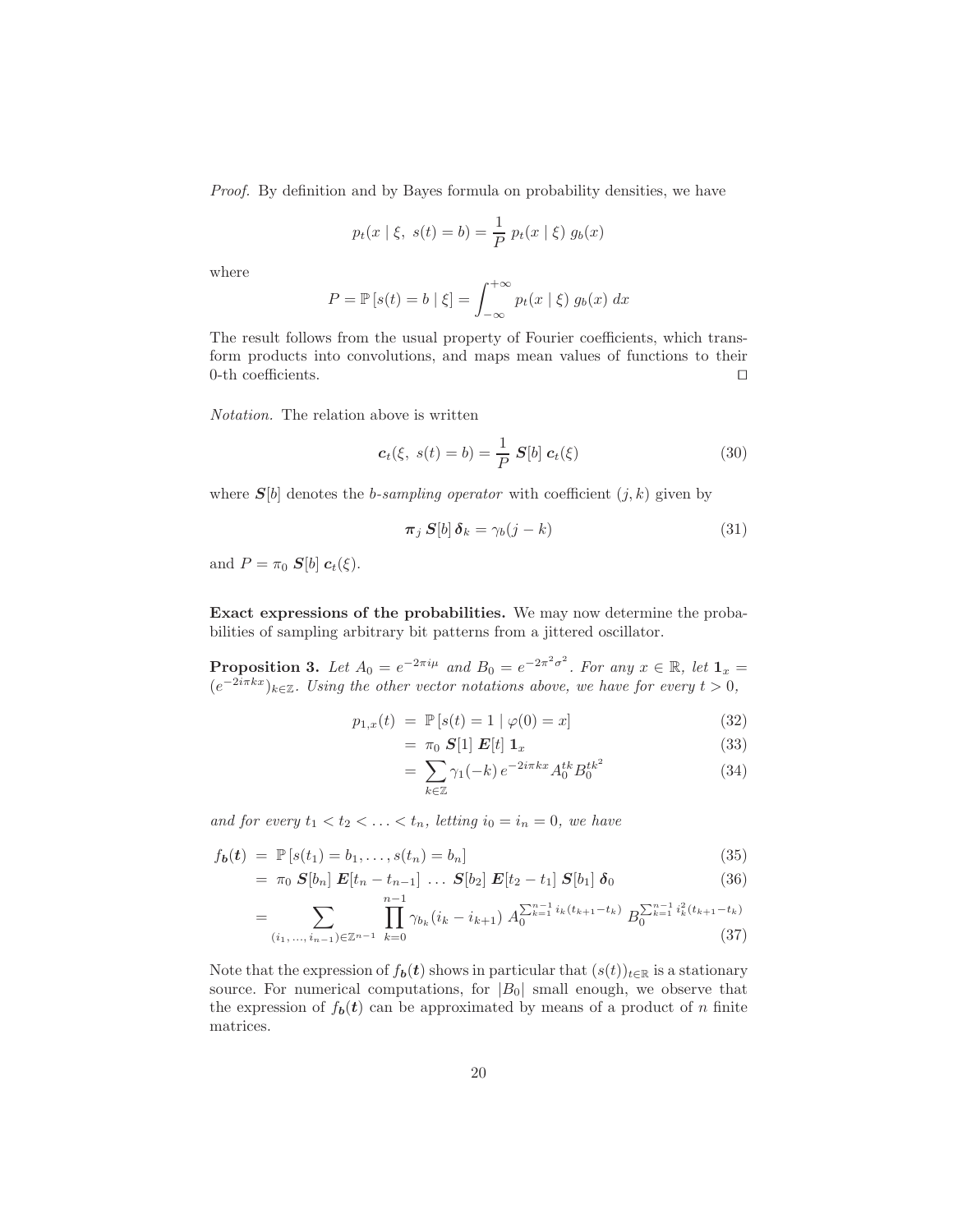*Proof.* By definition and by Bayes formula on probability densities, we have

$$p_t(x \mid \xi,\ s(t) = b) = \frac{1}{P}\ p_t(x \mid \xi)\ g_b(x)$$

where

$$P = \mathbb{P}\left[s(t) = b \mid \xi\right] = \int_{-\infty}^{+\infty} p_t(x \mid \xi)\ g_b(x)\ dx$$

The result follows from the usual property of Fourier coefficients, which transform products into convolutions, and maps mean values of functions to their 0-th coefficients. □

*Notation.* The relation above is written

$$\boldsymbol{c}_t(\xi,\ s(t) = b) = \frac{1}{P}\ \boldsymbol{S}[b]\ \boldsymbol{c}_t(\xi) \tag{30}$$

where $\boldsymbol{S}[b]$ denotes the *b-sampling operator* with coefficient $(j, k)$ given by

$$\boldsymbol{\pi}_j\ \boldsymbol{S}[b]\ \boldsymbol{\delta}_k = \gamma_b(j - k) \tag{31}$$

and $P = \pi_0\ \boldsymbol{S}[b]\ \boldsymbol{c}_t(\xi)$.

**Exact expressions of the probabilities.** We may now determine the probabilities of sampling arbitrary bit patterns from a jittered oscillator.

**Proposition 3.** *Let $A_0 = e^{-2\pi i\mu}$ and $B_0 = e^{-2\pi^2\sigma^2}$. For any $x \in \mathbb{R}$, let $\mathbf{1}_x = (e^{-2i\pi kx})_{k\in\mathbb{Z}}$. Using the other vector notations above, we have for every $t > 0$,*

$$
\begin{aligned}
p_{1,x}(t) &= \mathbb{P}\left[s(t) = 1 \mid \varphi(0) = x\right] && (32)\\
&= \pi_0\ \boldsymbol{S}[1]\ \boldsymbol{E}[t]\ \mathbf{1}_x && (33)\\
&= \sum_{k\in\mathbb{Z}} \gamma_1(-k)\, e^{-2i\pi kx} A_0^{tk} B_0^{tk^2} && (34)
\end{aligned}
$$

*and for every $t_1 < t_2 < \ldots < t_n$, letting $i_0 = i_n = 0$, we have*

$$
\begin{aligned}
f_{\boldsymbol{b}}(\boldsymbol{t}) &= \mathbb{P}\left[s(t_1) = b_1, \ldots, s(t_n) = b_n\right] && (35)\\
&= \pi_0\ \boldsymbol{S}[b_n]\ \boldsymbol{E}[t_n - t_{n-1}]\ \ldots\ \boldsymbol{S}[b_2]\ \boldsymbol{E}[t_2 - t_1]\ \boldsymbol{S}[b_1]\ \boldsymbol{\delta}_0 && (36)\\
&= \sum_{(i_1,\ldots,i_{n-1})\in\mathbb{Z}^{n-1}} \prod_{k=0}^{n-1} \gamma_{b_k}(i_k - i_{k+1})\ A_0^{\sum_{k=1}^{n-1} i_k(t_{k+1}-t_k)}\ B_0^{\sum_{k=1}^{n-1} i_k^2(t_{k+1}-t_k)} && (37)
\end{aligned}
$$

Note that the expression of $f_{\boldsymbol{b}}(\boldsymbol{t})$ shows in particular that $(s(t))_{t\in\mathbb{R}}$ is a stationary source. For numerical computations, for $|B_0|$ small enough, we observe that the expression of $f_{\boldsymbol{b}}(\boldsymbol{t})$ can be approximated by means of a product of $n$ finite matrices.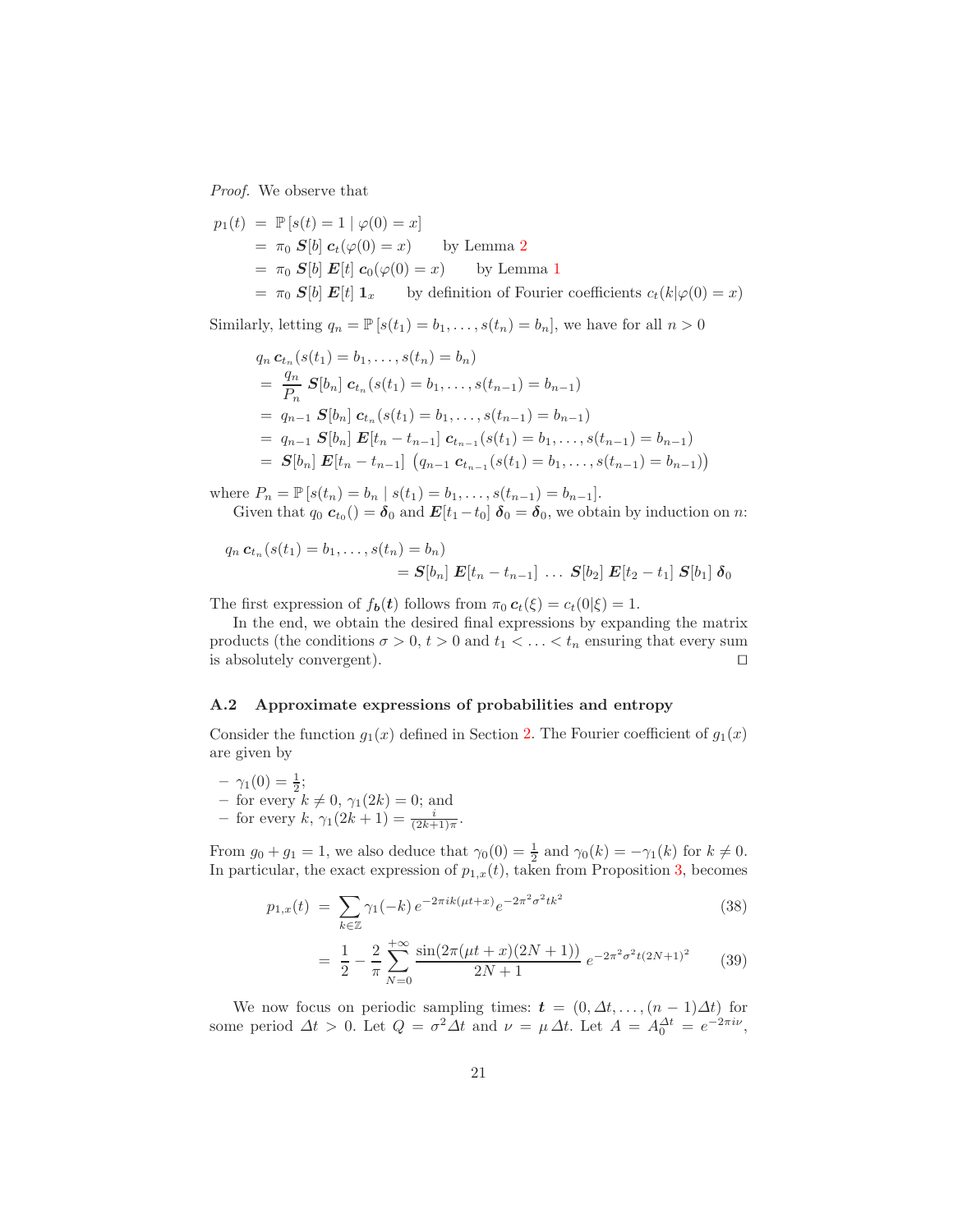*Proof.* We observe that

$$
\begin{aligned}
p_1(t) &= \mathbb{P}\left[s(t) = 1 \mid \varphi(0) = x\right] \\
&= \pi_0\ \boldsymbol{S}[b]\ \boldsymbol{c}_t(\varphi(0) = x) \qquad \text{by Lemma 2} \\
&= \pi_0\ \boldsymbol{S}[b]\ \boldsymbol{E}[t]\ \boldsymbol{c}_0(\varphi(0) = x) \qquad \text{by Lemma 1} \\
&= \pi_0\ \boldsymbol{S}[b]\ \boldsymbol{E}[t]\ \boldsymbol{1}_x \qquad \text{by definition of Fourier coefficients } c_t(k|\varphi(0) = x)
\end{aligned}
$$

Similarly, letting $q_n = \mathbb{P}\left[s(t_1) = b_1, \ldots, s(t_n) = b_n\right]$, we have for all $n > 0$

$$
\begin{aligned}
& q_n\, \boldsymbol{c}_{t_n}(s(t_1) = b_1, \ldots, s(t_n) = b_n) \\
&= \frac{q_n}{P_n}\ \boldsymbol{S}[b_n]\ \boldsymbol{c}_{t_n}(s(t_1) = b_1, \ldots, s(t_{n-1}) = b_{n-1}) \\
&= q_{n-1}\ \boldsymbol{S}[b_n]\ \boldsymbol{c}_{t_n}(s(t_1) = b_1, \ldots, s(t_{n-1}) = b_{n-1}) \\
&= q_{n-1}\ \boldsymbol{S}[b_n]\ \boldsymbol{E}[t_n - t_{n-1}]\ \boldsymbol{c}_{t_{n-1}}(s(t_1) = b_1, \ldots, s(t_{n-1}) = b_{n-1}) \\
&= \boldsymbol{S}[b_n]\ \boldsymbol{E}[t_n - t_{n-1}]\ \left(q_{n-1}\ \boldsymbol{c}_{t_{n-1}}(s(t_1) = b_1, \ldots, s(t_{n-1}) = b_{n-1})\right)
\end{aligned}
$$

where $P_n = \mathbb{P}\left[s(t_n) = b_n \mid s(t_1) = b_1, \ldots, s(t_{n-1}) = b_{n-1}\right]$.

Given that $q_0\ \boldsymbol{c}_{t_0}() = \boldsymbol{\delta}_0$ and $\boldsymbol{E}[t_1 - t_0]\ \boldsymbol{\delta}_0 = \boldsymbol{\delta}_0$, we obtain by induction on $n$:

$$
\begin{aligned}
q_n\, \boldsymbol{c}_{t_n}&(s(t_1) = b_1, \ldots, s(t_n) = b_n) \\
&= \boldsymbol{S}[b_n]\ \boldsymbol{E}[t_n - t_{n-1}]\ \ldots\ \boldsymbol{S}[b_2]\ \boldsymbol{E}[t_2 - t_1]\ \boldsymbol{S}[b_1]\ \boldsymbol{\delta}_0
\end{aligned}
$$

The first expression of $f_{\boldsymbol{b}}(\boldsymbol{t})$ follows from $\pi_0\, \boldsymbol{c}_t(\xi) = c_t(0|\xi) = 1$.

In the end, we obtain the desired final expressions by expanding the matrix products (the conditions $\sigma > 0$, $t > 0$ and $t_1 < \ldots < t_n$ ensuring that every sum is absolutely convergent). ◻

### A.2 Approximate expressions of probabilities and entropy

Consider the function $g_1(x)$ defined in Section 2. The Fourier coefficient of $g_1(x)$ are given by

- $\gamma_1(0) = \frac{1}{2}$;
- for every $k \neq 0$, $\gamma_1(2k) = 0$; and
- for every $k$, $\gamma_1(2k+1) = \frac{i}{(2k+1)\pi}$.

From $g_0 + g_1 = 1$, we also deduce that $\gamma_0(0) = \frac{1}{2}$ and $\gamma_0(k) = -\gamma_1(k)$ for $k \neq 0$. In particular, the exact expression of $p_{1,x}(t)$, taken from Proposition 3, becomes

$$
\begin{aligned}
p_{1,x}(t) &= \sum_{k \in \mathbb{Z}} \gamma_1(-k)\, e^{-2\pi i k(\mu t + x)} e^{-2\pi^2 \sigma^2 t k^2} & (38) \\
&= \frac{1}{2} - \frac{2}{\pi} \sum_{N=0}^{+\infty} \frac{\sin(2\pi(\mu t + x)(2N+1))}{2N+1}\, e^{-2\pi^2 \sigma^2 t (2N+1)^2} & (39)
\end{aligned}
$$

We now focus on periodic sampling times: $\boldsymbol{t} = (0, \Delta t, \ldots, (n-1)\Delta t)$ for some period $\Delta t > 0$. Let $Q = \sigma^2 \Delta t$ and $\nu = \mu\, \Delta t$. Let $A = A_0^{\Delta t} = e^{-2\pi i \nu}$,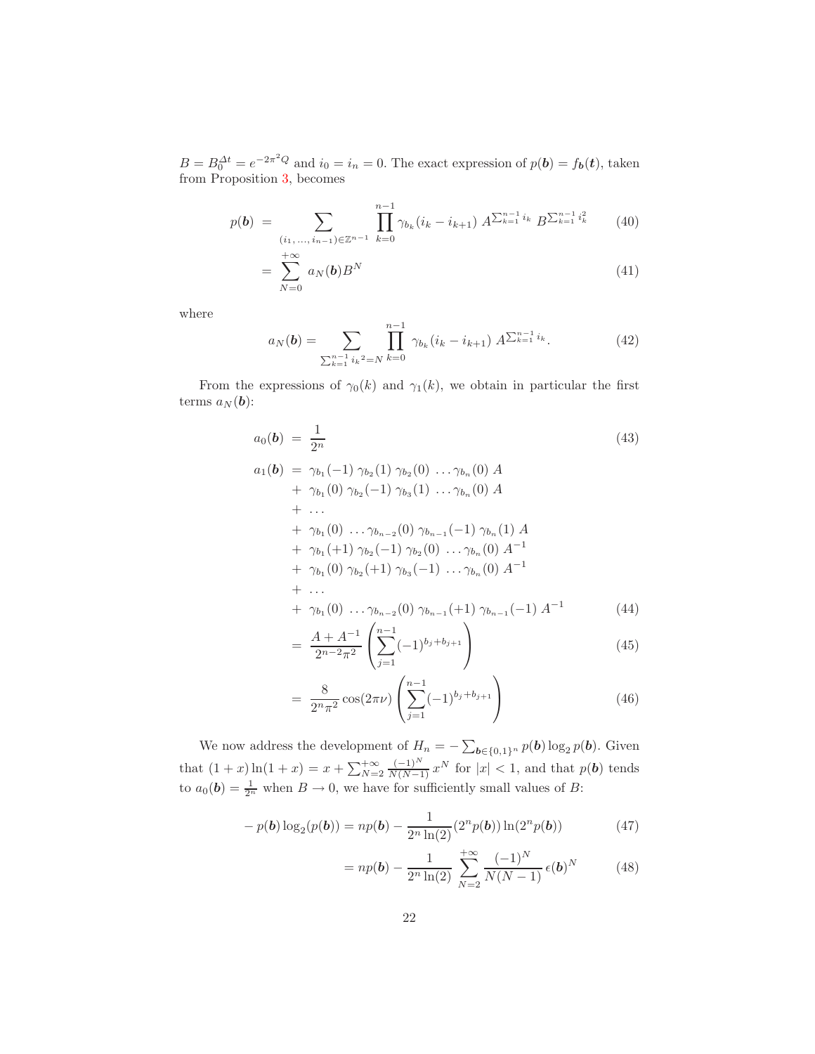$B = B_0^{\Delta t} = e^{-2\pi^2 Q}$ and $i_0 = i_n = 0$. The exact expression of $p(\boldsymbol{b}) = f_{\boldsymbol{b}}(\boldsymbol{t})$, taken from Proposition 3, becomes

$$
\begin{aligned}
p(\boldsymbol{b}) &= \sum_{(i_1,\,\ldots,\,i_{n-1})\in\mathbb{Z}^{n-1}} \prod_{k=0}^{n-1} \gamma_{b_k}(i_k - i_{k+1})\, A^{\sum_{k=1}^{n-1} i_k}\, B^{\sum_{k=1}^{n-1} i_k^2} &(40)\\
&= \sum_{N=0}^{+\infty} a_N(\boldsymbol{b}) B^N &(41)
\end{aligned}
$$

where

$$
a_N(\boldsymbol{b}) = \sum_{\sum_{k=1}^{n-1} {i_k}^2 = N} \prod_{k=0}^{n-1} \gamma_{b_k}(i_k - i_{k+1})\, A^{\sum_{k=1}^{n-1} i_k}. \tag{42}
$$

From the expressions of $\gamma_0(k)$ and $\gamma_1(k)$, we obtain in particular the first terms $a_N(\boldsymbol{b})$:

$$
\begin{aligned}
a_0(\boldsymbol{b}) &= \frac{1}{2^n} &(43)\\
a_1(\boldsymbol{b}) &= \gamma_{b_1}(-1)\,\gamma_{b_2}(1)\,\gamma_{b_2}(0)\,\ldots\gamma_{b_n}(0)\,A\\
&+\ \gamma_{b_1}(0)\,\gamma_{b_2}(-1)\,\gamma_{b_3}(1)\,\ldots\gamma_{b_n}(0)\,A\\
&+\ \ldots\\
&+\ \gamma_{b_1}(0)\,\ldots\gamma_{b_{n-2}}(0)\,\gamma_{b_{n-1}}(-1)\,\gamma_{b_n}(1)\,A\\
&+\ \gamma_{b_1}(+1)\,\gamma_{b_2}(-1)\,\gamma_{b_2}(0)\,\ldots\gamma_{b_n}(0)\,A^{-1}\\
&+\ \gamma_{b_1}(0)\,\gamma_{b_2}(+1)\,\gamma_{b_3}(-1)\,\ldots\gamma_{b_n}(0)\,A^{-1}\\
&+\ \ldots\\
&+\ \gamma_{b_1}(0)\,\ldots\gamma_{b_{n-2}}(0)\,\gamma_{b_{n-1}}(+1)\,\gamma_{b_{n-1}}(-1)\,A^{-1} &(44)\\
&= \frac{A + A^{-1}}{2^{n-2}\pi^2}\left(\sum_{j=1}^{n-1}(-1)^{b_j + b_{j+1}}\right) &(45)\\
&= \frac{8}{2^n\pi^2}\cos(2\pi\nu)\left(\sum_{j=1}^{n-1}(-1)^{b_j + b_{j+1}}\right) &(46)
\end{aligned}
$$

We now address the development of $H_n = -\sum_{\boldsymbol{b}\in\{0,1\}^n} p(\boldsymbol{b})\log_2 p(\boldsymbol{b})$. Given that $(1+x)\ln(1+x) = x + \sum_{N=2}^{+\infty} \frac{(-1)^N}{N(N-1)}\, x^N$ for $|x| < 1$, and that $p(\boldsymbol{b})$ tends to $a_0(\boldsymbol{b}) = \frac{1}{2^n}$ when $B \to 0$, we have for sufficiently small values of $B$:

$$
-\,p(\boldsymbol{b})\log_2(p(\boldsymbol{b})) = np(\boldsymbol{b}) - \frac{1}{2^n\ln(2)}(2^n p(\boldsymbol{b}))\ln(2^n p(\boldsymbol{b})) \tag{47}
$$

$$
= np(\boldsymbol{b}) - \frac{1}{2^n\ln(2)}\sum_{N=2}^{+\infty}\frac{(-1)^N}{N(N-1)}\,\epsilon(\boldsymbol{b})^N \tag{48}
$$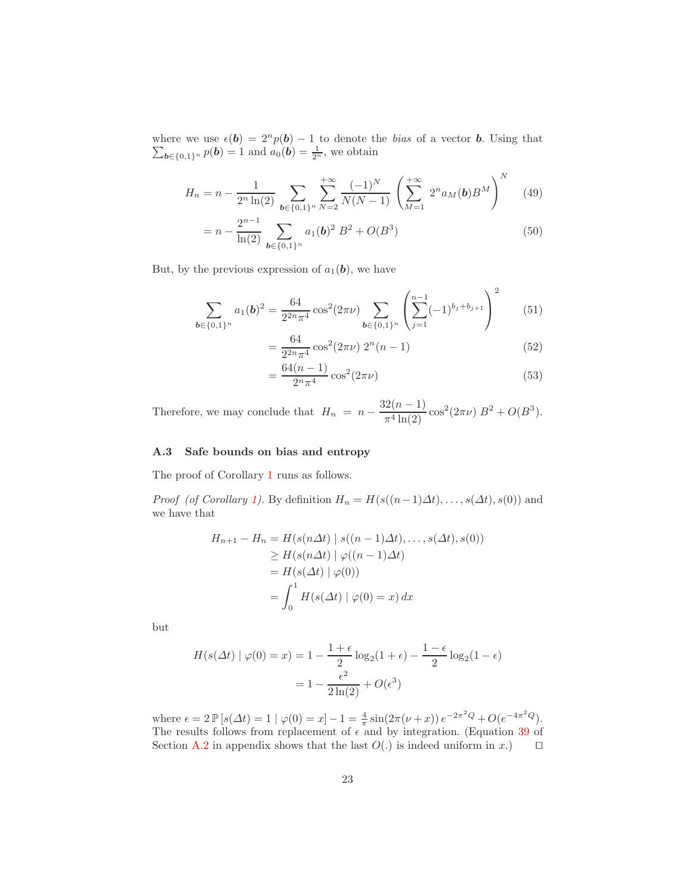where we use $\epsilon(\boldsymbol{b}) = 2^n p(\boldsymbol{b}) - 1$ to denote the *bias* of a vector $\boldsymbol{b}$. Using that $\sum_{\boldsymbol{b}\in\{0,1\}^n} p(\boldsymbol{b}) = 1$ and $a_0(\boldsymbol{b}) = \frac{1}{2^n}$, we obtain

$$
\begin{aligned}
H_n &= n - \frac{1}{2^n \ln(2)} \sum_{\boldsymbol{b}\in\{0,1\}^n} \sum_{N=2}^{+\infty} \frac{(-1)^N}{N(N-1)} \left( \sum_{M=1}^{+\infty} 2^n a_M(\boldsymbol{b}) B^M \right)^N && (49)\\
&= n - \frac{2^{n-1}}{\ln(2)} \sum_{\boldsymbol{b}\in\{0,1\}^n} a_1(\boldsymbol{b})^2 \, B^2 + O(B^3) && (50)
\end{aligned}
$$

But, by the previous expression of $a_1(\boldsymbol{b})$, we have

$$
\begin{aligned}
\sum_{\boldsymbol{b}\in\{0,1\}^n} a_1(\boldsymbol{b})^2 &= \frac{64}{2^{2n}\pi^4} \cos^2(2\pi\nu) \sum_{\boldsymbol{b}\in\{0,1\}^n} \left( \sum_{j=1}^{n-1} (-1)^{b_j + b_{j+1}} \right)^2 && (51)\\
&= \frac{64}{2^{2n}\pi^4} \cos^2(2\pi\nu) \, 2^n (n-1) && (52)\\
&= \frac{64(n-1)}{2^n \pi^4} \cos^2(2\pi\nu) && (53)
\end{aligned}
$$

Therefore, we may conclude that $H_n = n - \dfrac{32(n-1)}{\pi^4 \ln(2)} \cos^2(2\pi\nu) \, B^2 + O(B^3)$.

### A.3 Safe bounds on bias and entropy

The proof of Corollary 1 runs as follows.

*Proof (of Corollary 1).* By definition $H_n = H(s((n-1)\Delta t), \ldots, s(\Delta t), s(0))$ and we have that

$$
\begin{aligned}
H_{n+1} - H_n &= H(s(n\Delta t) \mid s((n-1)\Delta t), \ldots, s(\Delta t), s(0))\\
&\geq H(s(n\Delta t) \mid \varphi((n-1)\Delta t))\\
&= H(s(\Delta t) \mid \varphi(0))\\
&= \int_0^1 H(s(\Delta t) \mid \varphi(0) = x) \, dx
\end{aligned}
$$

but

$$
\begin{aligned}
H(s(\Delta t) \mid \varphi(0) = x) &= 1 - \frac{1+\epsilon}{2} \log_2(1+\epsilon) - \frac{1-\epsilon}{2} \log_2(1-\epsilon)\\
&= 1 - \frac{\epsilon^2}{2\ln(2)} + O(\epsilon^3)
\end{aligned}
$$

where $\epsilon = 2\,\mathbb{P}\left[s(\Delta t) = 1 \mid \varphi(0) = x\right] - 1 = \frac{4}{\pi} \sin(2\pi(\nu + x))\, e^{-2\pi^2 Q} + O(e^{-4\pi^2 Q})$. The results follows from replacement of $\epsilon$ and by integration. (Equation 39 of Section A.2 in appendix shows that the last $O(.)$ is indeed uniform in $x$.) $\square$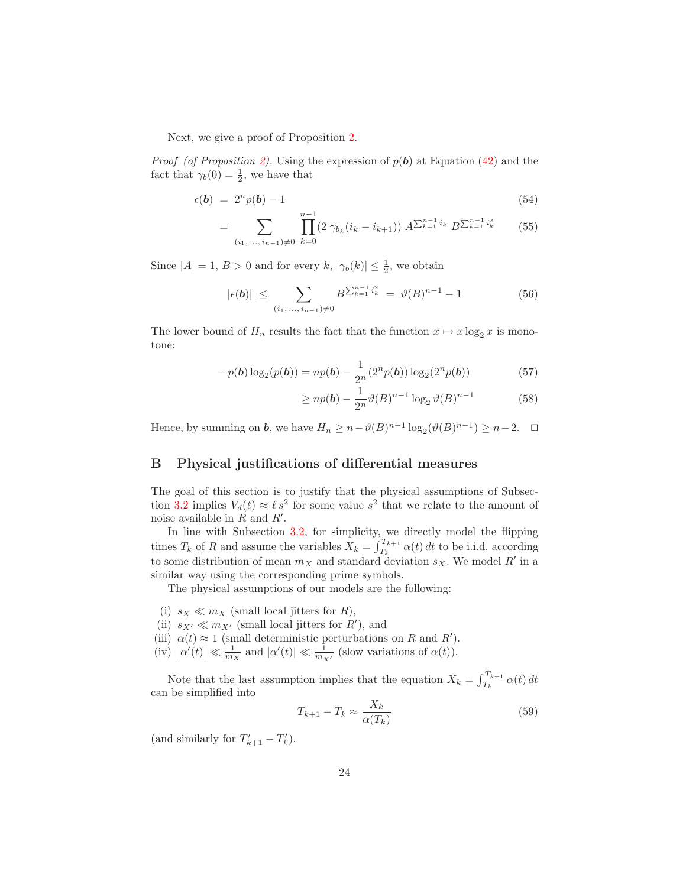Next, we give a proof of Proposition 2.

*Proof (of Proposition 2).* Using the expression of $p(\boldsymbol{b})$ at Equation (42) and the fact that $\gamma_b(0) = \frac{1}{2}$, we have that

$$\epsilon(\boldsymbol{b}) \;=\; 2^n p(\boldsymbol{b}) - 1 \tag{54}$$

$$= \sum_{(i_1,\,\dots,\,i_{n-1})\neq 0} \prod_{k=0}^{n-1} (2\,\gamma_{b_k}(i_k - i_{k+1}))\; A^{\sum_{k=1}^{n-1} i_k}\; B^{\sum_{k=1}^{n-1} i_k^2} \tag{55}$$

Since $|A| = 1$, $B > 0$ and for every $k$, $|\gamma_b(k)| \leq \frac{1}{2}$, we obtain

$$|\epsilon(\boldsymbol{b})| \;\leq \sum_{(i_1,\,\dots,\,i_{n-1})\neq 0} B^{\sum_{k=1}^{n-1} i_k^2} \;=\; \vartheta(B)^{n-1} - 1 \tag{56}$$

The lower bound of $H_n$ results the fact that the function $x \mapsto x \log_2 x$ is monotone:

$$-\,p(\boldsymbol{b}) \log_2(p(\boldsymbol{b})) = np(\boldsymbol{b}) - \frac{1}{2^n}(2^n p(\boldsymbol{b})) \log_2(2^n p(\boldsymbol{b})) \tag{57}$$

$$\geq np(\boldsymbol{b}) - \frac{1}{2^n} \vartheta(B)^{n-1} \log_2 \vartheta(B)^{n-1} \tag{58}$$

Hence, by summing on $\boldsymbol{b}$, we have $H_n \geq n - \vartheta(B)^{n-1} \log_2(\vartheta(B)^{n-1}) \geq n - 2$. $\square$

## B Physical justifications of differential measures

The goal of this section is to justify that the physical assumptions of Subsection 3.2 implies $V_d(\ell) \approx \ell\, s^2$ for some value $s^2$ that we relate to the amount of noise available in $R$ and $R'$.

In line with Subsection 3.2, for simplicity, we directly model the flipping times $T_k$ of $R$ and assume the variables $X_k = \int_{T_k}^{T_{k+1}} \alpha(t)\, dt$ to be i.i.d. according to some distribution of mean $m_X$ and standard deviation $s_X$. We model $R'$ in a similar way using the corresponding prime symbols.

The physical assumptions of our models are the following:

(i) $s_X \ll m_X$ (small local jitters for $R$),
(ii) $s_{X'} \ll m_{X'}$ (small local jitters for $R'$), and
(iii) $\alpha(t) \approx 1$ (small deterministic perturbations on $R$ and $R'$).
(iv) $|\alpha'(t)| \ll \frac{1}{m_X}$ and $|\alpha'(t)| \ll \frac{1}{m_{X'}}$ (slow variations of $\alpha(t)$).

Note that the last assumption implies that the equation $X_k = \int_{T_k}^{T_{k+1}} \alpha(t)\, dt$ can be simplified into

$$T_{k+1} - T_k \approx \frac{X_k}{\alpha(T_k)} \tag{59}$$

(and similarly for $T'_{k+1} - T'_k$).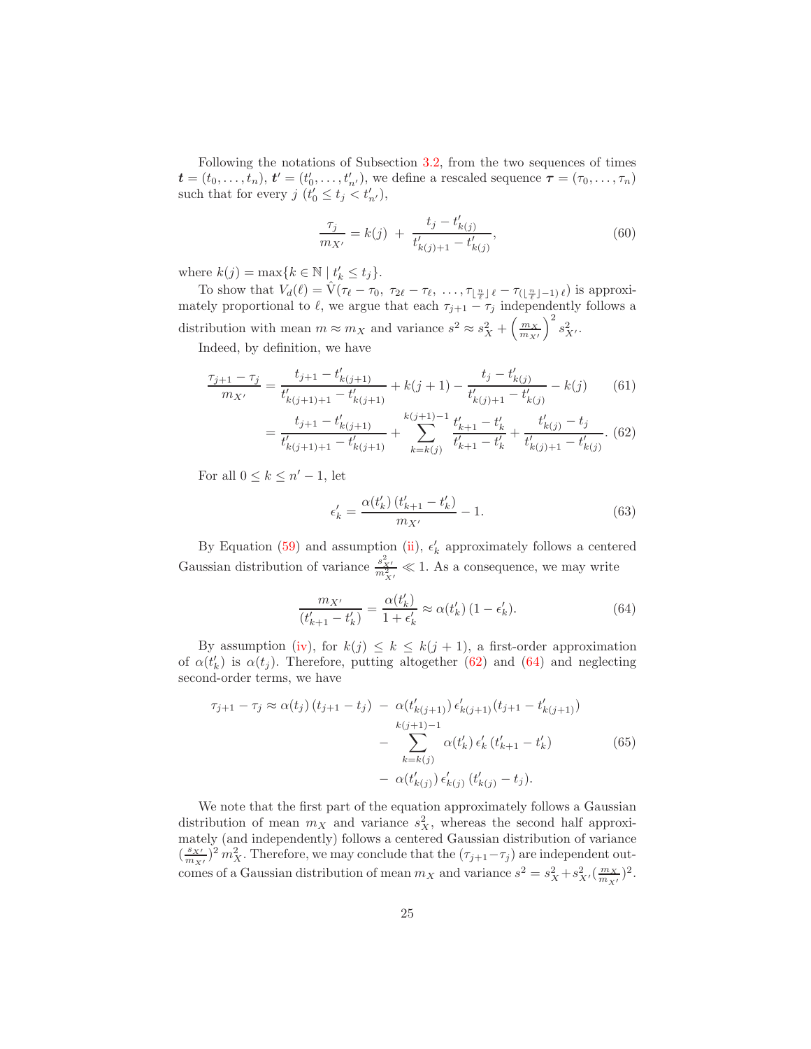Following the notations of Subsection 3.2, from the two sequences of times $\boldsymbol{t} = (t_0, \ldots, t_n)$, $\boldsymbol{t}' = (t'_0, \ldots, t'_{n'})$, we define a rescaled sequence $\boldsymbol{\tau} = (\tau_0, \ldots, \tau_n)$ such that for every $j$ ($t'_0 \leq t_j < t'_{n'}$),

$$\frac{\tau_j}{m_{X'}} = k(j) \; + \; \frac{t_j - t'_{k(j)}}{t'_{k(j)+1} - t'_{k(j)}}, \tag{60}$$

where $k(j) = \max\{k \in \mathbb{N} \mid t'_k \leq t_j\}$.

To show that $V_d(\ell) = \hat{\mathrm{V}}(\tau_\ell - \tau_0,\; \tau_{2\ell} - \tau_\ell,\; \ldots, \tau_{\lfloor \frac{n}{\ell} \rfloor \ell} - \tau_{(\lfloor \frac{n}{\ell} \rfloor - 1)\,\ell})$ is approximately proportional to $\ell$, we argue that each $\tau_{j+1} - \tau_j$ independently follows a distribution with mean $m \approx m_X$ and variance $s^2 \approx s_X^2 + \left(\frac{m_X}{m_{X'}}\right)^2 s_{X'}^2$.

Indeed, by definition, we have

$$\begin{aligned}
\frac{\tau_{j+1} - \tau_j}{m_{X'}} &= \frac{t_{j+1} - t'_{k(j+1)}}{t'_{k(j+1)+1} - t'_{k(j+1)}} + k(j+1) - \frac{t_j - t'_{k(j)}}{t'_{k(j)+1} - t'_{k(j)}} - k(j) &(61)\\
&= \frac{t_{j+1} - t'_{k(j+1)}}{t'_{k(j+1)+1} - t'_{k(j+1)}} + \sum_{k=k(j)}^{k(j+1)-1} \frac{t'_{k+1} - t'_k}{t'_{k+1} - t'_k} + \frac{t'_{k(j)} - t_j}{t'_{k(j)+1} - t'_{k(j)}}. &(62)
\end{aligned}$$

For all $0 \leq k \leq n' - 1$, let

$$\epsilon'_k = \frac{\alpha(t'_k)\,(t'_{k+1} - t'_k)}{m_{X'}} - 1. \tag{63}$$

By Equation (59) and assumption (ii), $\epsilon'_k$ approximately follows a centered Gaussian distribution of variance $\frac{s_{X'}^2}{m_{X'}^2} \ll 1$. As a consequence, we may write

$$\frac{m_{X'}}{(t'_{k+1} - t'_k)} = \frac{\alpha(t'_k)}{1 + \epsilon'_k} \approx \alpha(t'_k)\,(1 - \epsilon'_k). \tag{64}$$

By assumption (iv), for $k(j) \leq k \leq k(j+1)$, a first-order approximation of $\alpha(t'_k)$ is $\alpha(t_j)$. Therefore, putting altogether (62) and (64) and neglecting second-order terms, we have

$$\begin{aligned}
\tau_{j+1} - \tau_j \approx \alpha(t_j)\,(t_{j+1} - t_j) \;&-\; \alpha(t'_{k(j+1)})\,\epsilon'_{k(j+1)}(t_{j+1} - t'_{k(j+1)})\\
&- \sum_{k=k(j)}^{k(j+1)-1} \alpha(t'_k)\,\epsilon'_k\,(t'_{k+1} - t'_k)\\
&-\; \alpha(t'_{k(j)})\,\epsilon'_{k(j)}\,(t'_{k(j)} - t_j).
\end{aligned} \tag{65}$$

We note that the first part of the equation approximately follows a Gaussian distribution of mean $m_X$ and variance $s_X^2$, whereas the second half approximately (and independently) follows a centered Gaussian distribution of variance $(\frac{s_{X'}}{m_{X'}})^2\, m_X^2$. Therefore, we may conclude that the $(\tau_{j+1} - \tau_j)$ are independent outcomes of a Gaussian distribution of mean $m_X$ and variance $s^2 = s_X^2 + s_{X'}^2(\frac{m_X}{m_{X'}})^2$.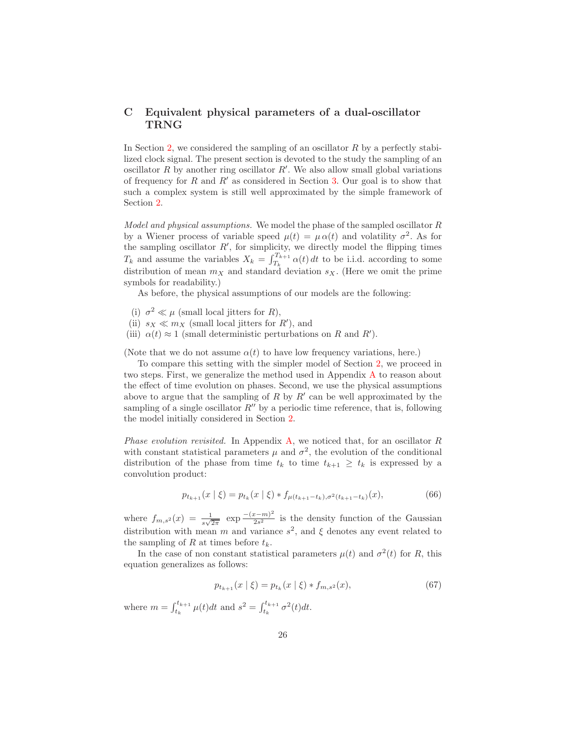## C Equivalent physical parameters of a dual-oscillator TRNG

In Section 2, we considered the sampling of an oscillator $R$ by a perfectly stabilized clock signal. The present section is devoted to the study the sampling of an oscillator $R$ by another ring oscillator $R'$. We also allow small global variations of frequency for $R$ and $R'$ as considered in Section 3. Our goal is to show that such a complex system is still well approximated by the simple framework of Section 2.

*Model and physical assumptions.* We model the phase of the sampled oscillator $R$ by a Wiener process of variable speed $\mu(t) = \mu\,\alpha(t)$ and volatility $\sigma^2$. As for the sampling oscillator $R'$, for simplicity, we directly model the flipping times $T_k$ and assume the variables $X_k = \int_{T_k}^{T_{k+1}} \alpha(t)\,dt$ to be i.i.d. according to some distribution of mean $m_X$ and standard deviation $s_X$. (Here we omit the prime symbols for readability.)

As before, the physical assumptions of our models are the following:

(i) $\sigma^2 \ll \mu$ (small local jitters for $R$),
(ii) $s_X \ll m_X$ (small local jitters for $R'$), and
(iii) $\alpha(t) \approx 1$ (small deterministic perturbations on $R$ and $R'$).

(Note that we do not assume $\alpha(t)$ to have low frequency variations, here.)

To compare this setting with the simpler model of Section 2, we proceed in two steps. First, we generalize the method used in Appendix A to reason about the effect of time evolution on phases. Second, we use the physical assumptions above to argue that the sampling of $R$ by $R'$ can be well approximated by the sampling of a single oscillator $R''$ by a periodic time reference, that is, following the model initially considered in Section 2.

*Phase evolution revisited.* In Appendix A, we noticed that, for an oscillator $R$ with constant statistical parameters $\mu$ and $\sigma^2$, the evolution of the conditional distribution of the phase from time $t_k$ to time $t_{k+1} \geq t_k$ is expressed by a convolution product:

$$p_{t_{k+1}}(x \mid \xi) = p_{t_k}(x \mid \xi) * f_{\mu(t_{k+1}-t_k),\sigma^2(t_{k+1}-t_k)}(x), \tag{66}$$

where $f_{m,s^2}(x) = \frac{1}{s\sqrt{2\pi}}\ \exp \frac{-(x-m)^2}{2s^2}$ is the density function of the Gaussian distribution with mean $m$ and variance $s^2$, and $\xi$ denotes any event related to the sampling of $R$ at times before $t_k$.

In the case of non constant statistical parameters $\mu(t)$ and $\sigma^2(t)$ for $R$, this equation generalizes as follows:

$$p_{t_{k+1}}(x \mid \xi) = p_{t_k}(x \mid \xi) * f_{m,s^2}(x), \tag{67}$$

where $m = \int_{t_k}^{t_{k+1}} \mu(t)dt$ and $s^2 = \int_{t_k}^{t_{k+1}} \sigma^2(t)dt$.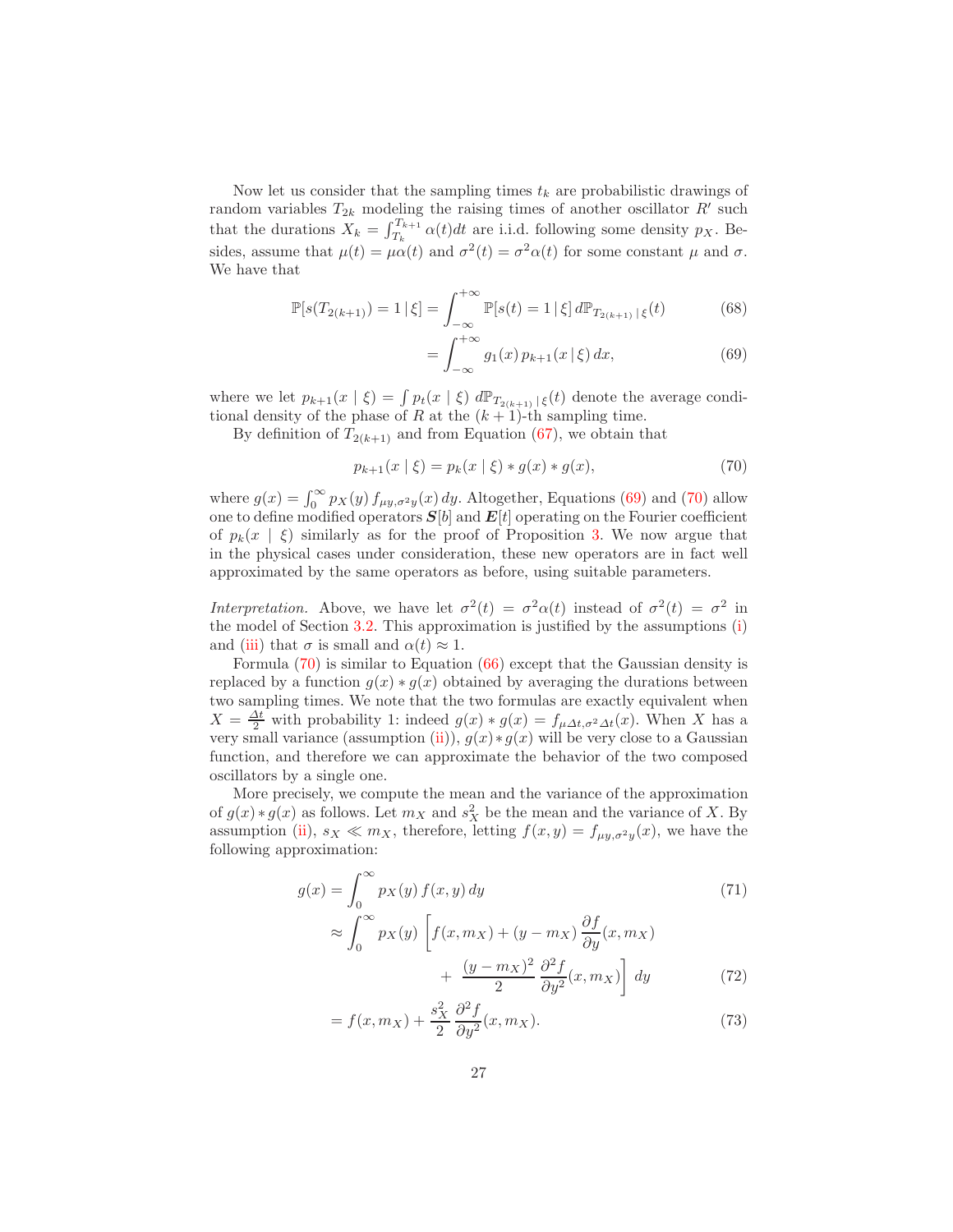Now let us consider that the sampling times $t_k$ are probabilistic drawings of random variables $T_{2k}$ modeling the raising times of another oscillator $R'$ such that the durations $X_k = \int_{T_k}^{T_{k+1}} \alpha(t)dt$ are i.i.d. following some density $p_X$. Besides, assume that $\mu(t) = \mu\alpha(t)$ and $\sigma^2(t) = \sigma^2\alpha(t)$ for some constant $\mu$ and $\sigma$. We have that

$$\mathbb{P}[s(T_{2(k+1)}) = 1 \,|\, \xi] = \int_{-\infty}^{+\infty} \mathbb{P}[s(t) = 1 \,|\, \xi] \, d\mathbb{P}_{T_{2(k+1)}\,|\,\xi}(t) \tag{68}$$

$$= \int_{-\infty}^{+\infty} g_1(x) \, p_{k+1}(x \,|\, \xi) \, dx, \tag{69}$$

where we let $p_{k+1}(x \mid \xi) = \int p_t(x \mid \xi) \; d\mathbb{P}_{T_{2(k+1)}\,|\,\xi}(t)$ denote the average conditional density of the phase of $R$ at the $(k+1)$-th sampling time.

By definition of $T_{2(k+1)}$ and from Equation (67), we obtain that

$$p_{k+1}(x \mid \xi) = p_k(x \mid \xi) * g(x) * g(x), \tag{70}$$

where $g(x) = \int_0^\infty p_X(y)\, f_{\mu y, \sigma^2 y}(x)\, dy$. Altogether, Equations (69) and (70) allow one to define modified operators $\boldsymbol{S}[b]$ and $\boldsymbol{E}[t]$ operating on the Fourier coefficient of $p_k(x \mid \xi)$ similarly as for the proof of Proposition 3. We now argue that in the physical cases under consideration, these new operators are in fact well approximated by the same operators as before, using suitable parameters.

*Interpretation.* Above, we have let $\sigma^2(t) = \sigma^2\alpha(t)$ instead of $\sigma^2(t) = \sigma^2$ in the model of Section 3.2. This approximation is justified by the assumptions (i) and (iii) that $\sigma$ is small and $\alpha(t) \approx 1$.

Formula (70) is similar to Equation (66) except that the Gaussian density is replaced by a function $g(x) * g(x)$ obtained by averaging the durations between two sampling times. We note that the two formulas are exactly equivalent when $X = \frac{\Delta t}{2}$ with probability 1: indeed $g(x) * g(x) = f_{\mu\Delta t, \sigma^2\Delta t}(x)$. When $X$ has a very small variance (assumption (ii)), $g(x) * g(x)$ will be very close to a Gaussian function, and therefore we can approximate the behavior of the two composed oscillators by a single one.

More precisely, we compute the mean and the variance of the approximation of $g(x) * g(x)$ as follows. Let $m_X$ and $s_X^2$ be the mean and the variance of $X$. By assumption (ii), $s_X \ll m_X$, therefore, letting $f(x, y) = f_{\mu y, \sigma^2 y}(x)$, we have the following approximation:

$$g(x) = \int_0^\infty p_X(y)\, f(x, y)\, dy \tag{71}$$

$$\approx \int_0^\infty p_X(y) \left[ f(x, m_X) + (y - m_X)\, \frac{\partial f}{\partial y}(x, m_X) + \frac{(y - m_X)^2}{2}\, \frac{\partial^2 f}{\partial y^2}(x, m_X) \right] dy \tag{72}$$

$$= f(x, m_X) + \frac{s_X^2}{2}\, \frac{\partial^2 f}{\partial y^2}(x, m_X). \tag{73}$$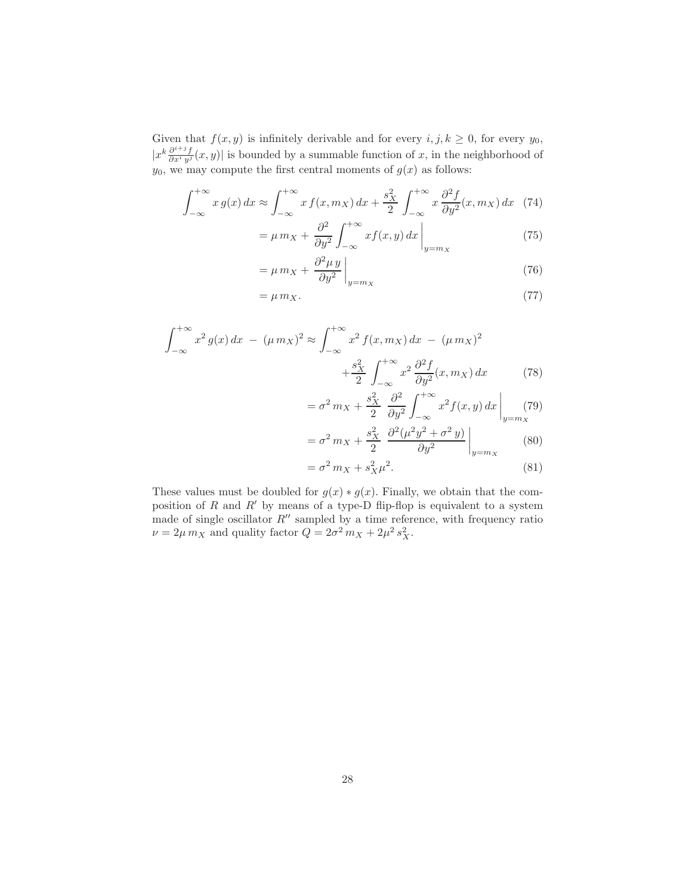Given that $f(x,y)$ is infinitely derivable and for every $i,j,k \geq 0$, for every $y_0$, $|x^k \frac{\partial^{i+j} f}{\partial x^i\, y^j}(x,y)|$ is bounded by a summable function of $x$, in the neighborhood of $y_0$, we may compute the first central moments of $g(x)$ as follows:

$$\int_{-\infty}^{+\infty} x\, g(x)\, dx \approx \int_{-\infty}^{+\infty} x\, f(x, m_X)\, dx + \frac{s_X^2}{2} \int_{-\infty}^{+\infty} x\, \frac{\partial^2 f}{\partial y^2}(x, m_X)\, dx \quad (74)$$

$$= \mu\, m_X + \frac{\partial^2}{\partial y^2} \int_{-\infty}^{+\infty} x f(x,y)\, dx \bigg|_{y=m_X} \quad (75)$$

$$= \mu\, m_X + \frac{\partial^2 \mu\, y}{\partial y^2} \bigg|_{y=m_X} \quad (76)$$

$$= \mu\, m_X. \quad (77)$$

$$\int_{-\infty}^{+\infty} x^2\, g(x)\, dx \;-\; (\mu\, m_X)^2 \approx \int_{-\infty}^{+\infty} x^2\, f(x, m_X)\, dx \;-\; (\mu\, m_X)^2 + \frac{s_X^2}{2} \int_{-\infty}^{+\infty} x^2\, \frac{\partial^2 f}{\partial y^2}(x, m_X)\, dx \quad (78)$$

$$= \sigma^2\, m_X + \frac{s_X^2}{2}\; \frac{\partial^2}{\partial y^2} \int_{-\infty}^{+\infty} x^2 f(x,y)\, dx \bigg|_{y=m_X} \quad (79)$$

$$= \sigma^2\, m_X + \frac{s_X^2}{2}\; \frac{\partial^2 (\mu^2 y^2 + \sigma^2\, y)}{\partial y^2} \bigg|_{y=m_X} \quad (80)$$

$$= \sigma^2\, m_X + s_X^2 \mu^2. \quad (81)$$

These values must be doubled for $g(x) * g(x)$. Finally, we obtain that the composition of $R$ and $R'$ by means of a type-D flip-flop is equivalent to a system made of single oscillator $R''$ sampled by a time reference, with frequency ratio $\nu = 2\mu\, m_X$ and quality factor $Q = 2\sigma^2\, m_X + 2\mu^2\, s_X^2$.